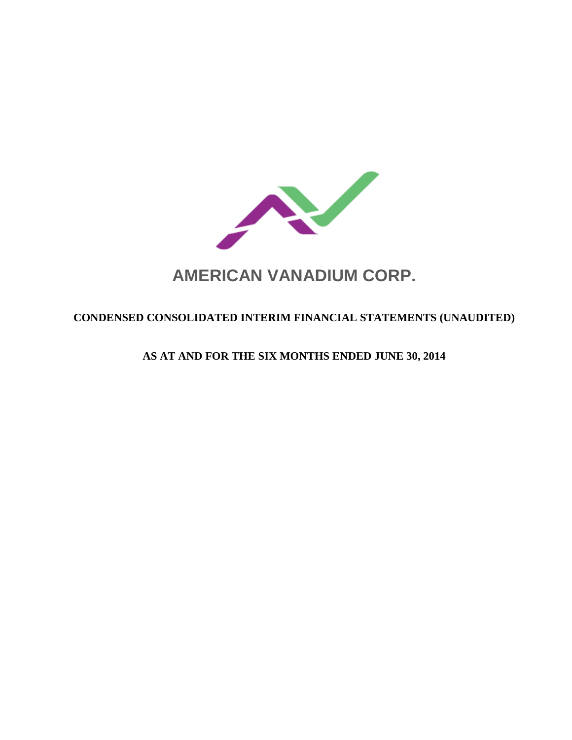# AMERICAN VANADIUM CORP.

**CONDENSED CONSOLIDATED INTERIM FINANCIAL STATEMENTS (UNAUDITED)**

**AS AT AND FOR THE SIX MONTHS ENDED JUNE 30, 2014**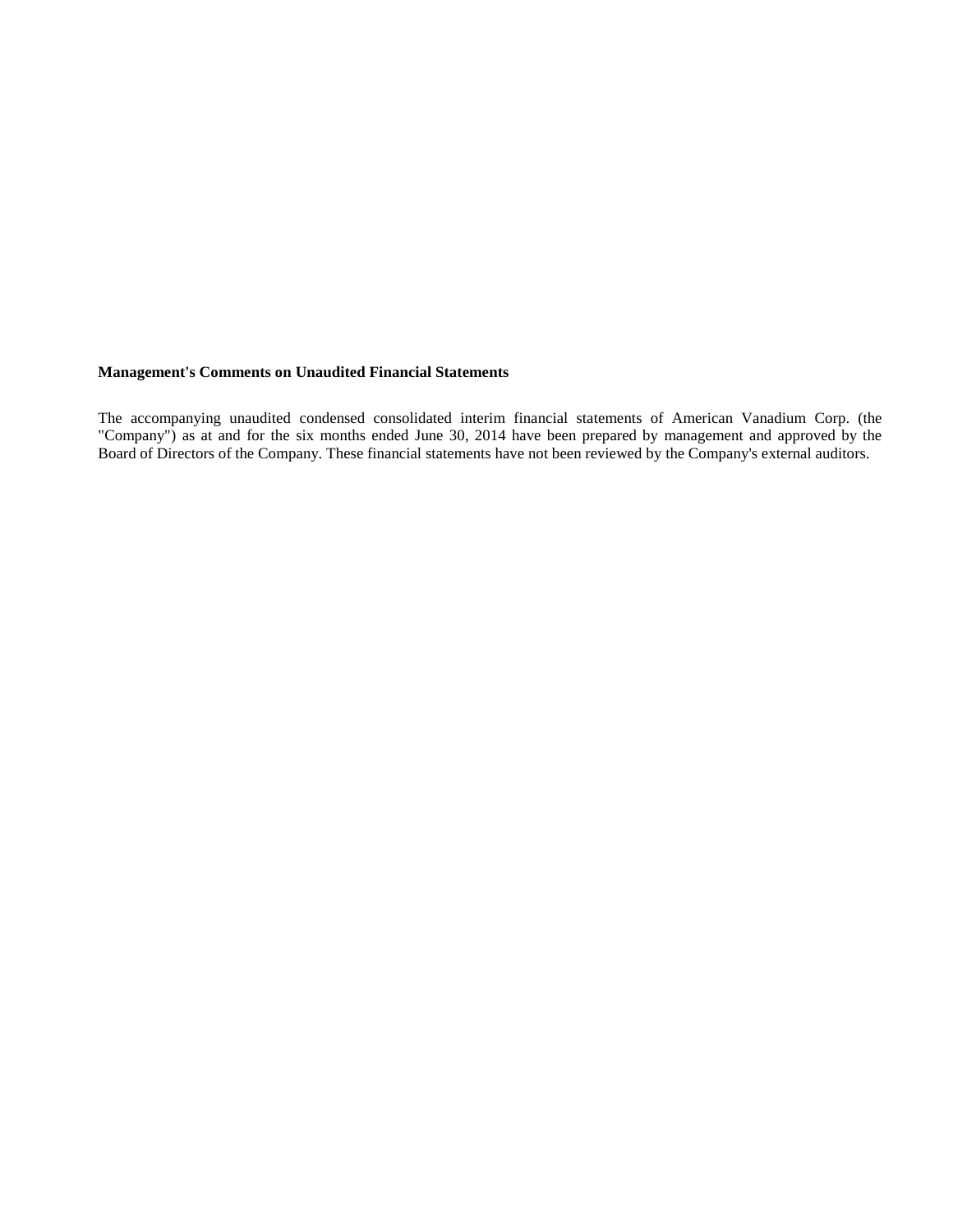**Management's Comments on Unaudited Financial Statements**

The accompanying unaudited condensed consolidated interim financial statements of American Vanadium Corp. (the "Company") as at and for the six months ended June 30, 2014 have been prepared by management and approved by the Board of Directors of the Company. These financial statements have not been reviewed by the Company's external auditors.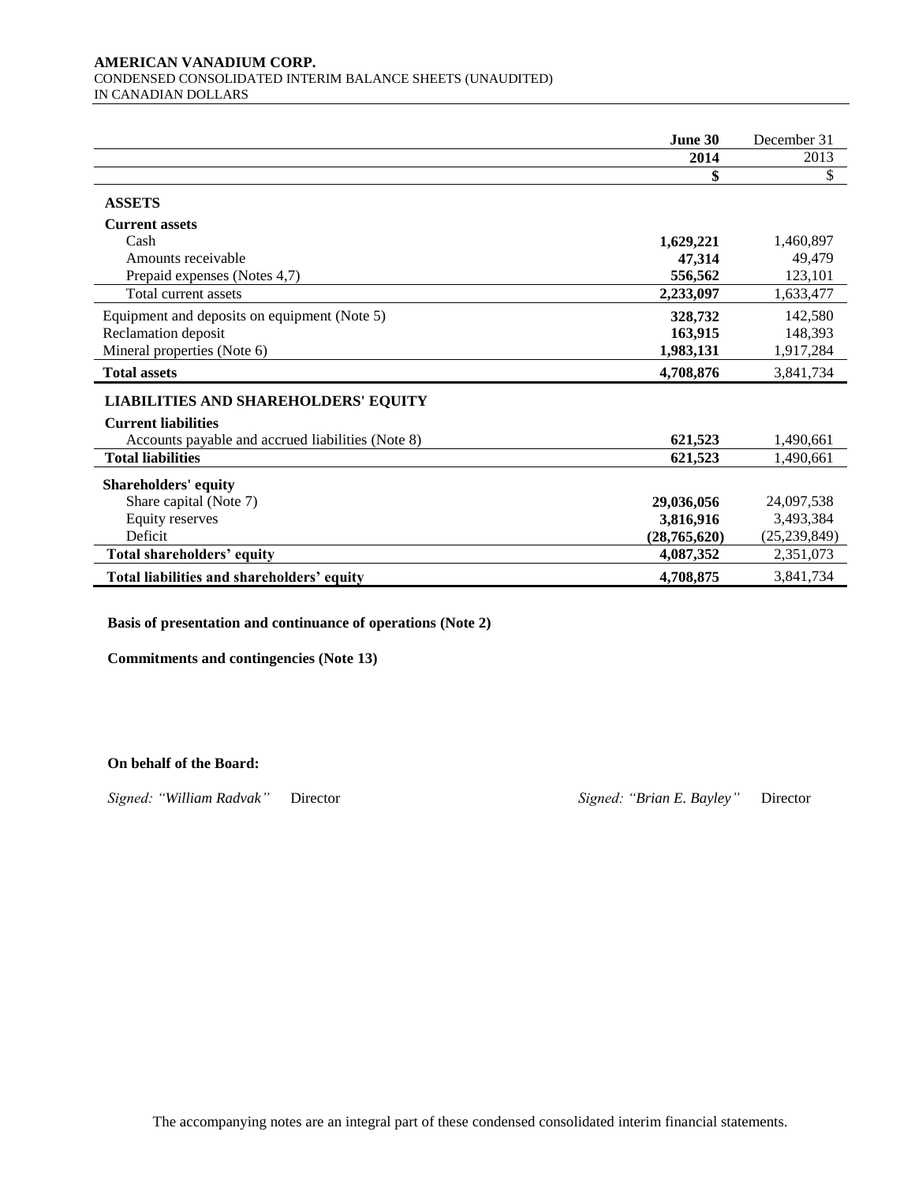**AMERICAN VANADIUM CORP.**
CONDENSED CONSOLIDATED INTERIM BALANCE SHEETS (UNAUDITED)
IN CANADIAN DOLLARS

| | **June 30** | December 31 |
|---|---|---|
| | **2014** | 2013 |
| | **$** | $ |
| **ASSETS** | | |
| **Current assets** | | |
| Cash | **1,629,221** | 1,460,897 |
| Amounts receivable | **47,314** | 49,479 |
| Prepaid expenses (Notes 4,7) | **556,562** | 123,101 |
| Total current assets | **2,233,097** | 1,633,477 |
| Equipment and deposits on equipment (Note 5) | **328,732** | 142,580 |
| Reclamation deposit | **163,915** | 148,393 |
| Mineral properties (Note 6) | **1,983,131** | 1,917,284 |
| **Total assets** | **4,708,876** | 3,841,734 |
| **LIABILITIES AND SHAREHOLDERS' EQUITY** | | |
| **Current liabilities** | | |
| Accounts payable and accrued liabilities (Note 8) | **621,523** | 1,490,661 |
| **Total liabilities** | **621,523** | 1,490,661 |
| **Shareholders' equity** | | |
| Share capital (Note 7) | **29,036,056** | 24,097,538 |
| Equity reserves | **3,816,916** | 3,493,384 |
| Deficit | **(28,765,620)** | (25,239,849) |
| **Total shareholders' equity** | **4,087,352** | 2,351,073 |
| **Total liabilities and shareholders' equity** | **4,708,875** | 3,841,734 |

**Basis of presentation and continuance of operations (Note 2)**

**Commitments and contingencies (Note 13)**

**On behalf of the Board:**

*Signed: "William Radvak"* Director

*Signed: "Brian E. Bayley"* Director

The accompanying notes are an integral part of these condensed consolidated interim financial statements.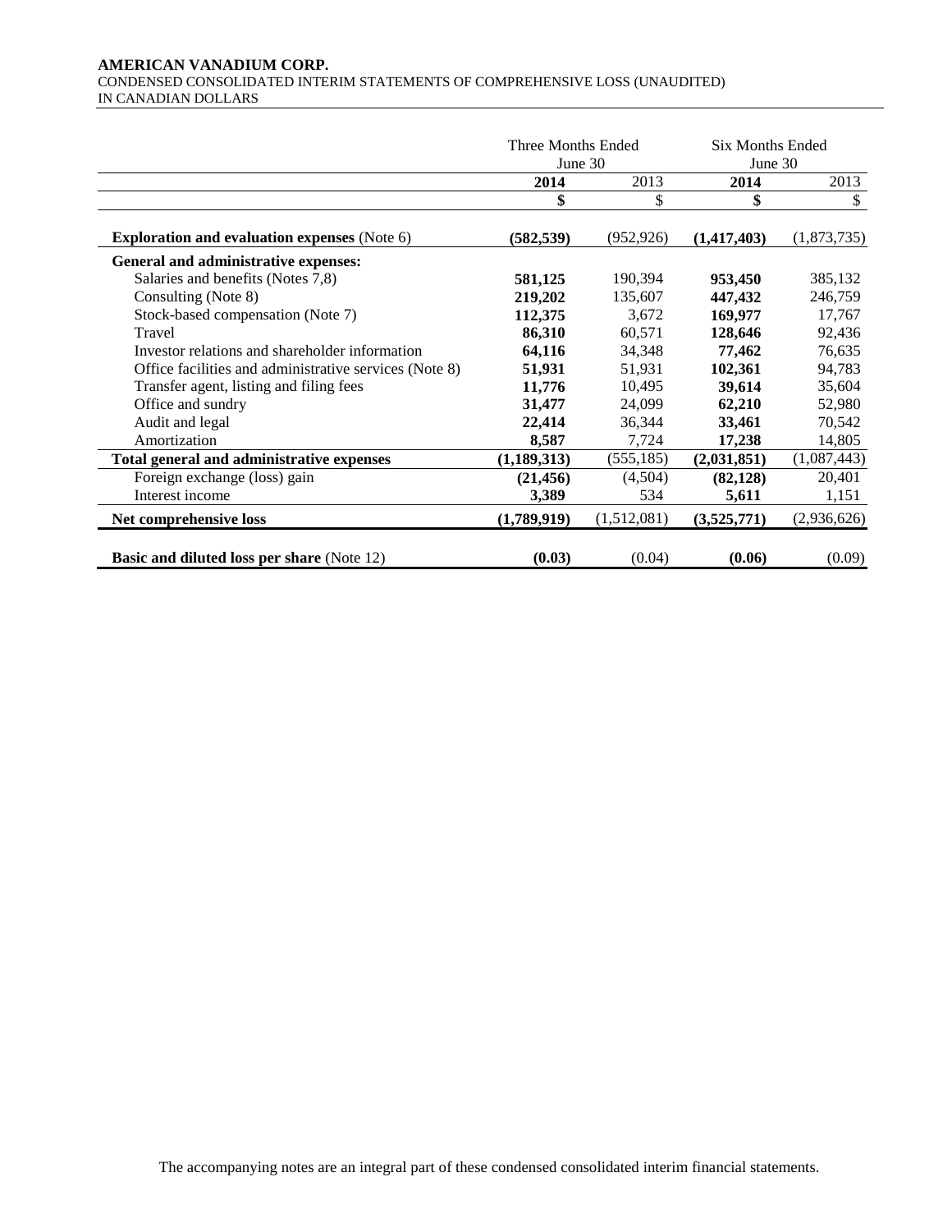**AMERICAN VANADIUM CORP.**
CONDENSED CONSOLIDATED INTERIM STATEMENTS OF COMPREHENSIVE LOSS (UNAUDITED)
IN CANADIAN DOLLARS

| | Three Months Ended June 30 | | Six Months Ended June 30 | |
|---|---|---|---|---|
| | **2014** | 2013 | **2014** | 2013 |
| | **$** | $ | **$** | $ |
| **Exploration and evaluation expenses** (Note 6) | **(582,539)** | (952,926) | **(1,417,403)** | (1,873,735) |
| **General and administrative expenses:** | | | | |
| Salaries and benefits (Notes 7,8) | **581,125** | 190,394 | **953,450** | 385,132 |
| Consulting (Note 8) | **219,202** | 135,607 | **447,432** | 246,759 |
| Stock-based compensation (Note 7) | **112,375** | 3,672 | **169,977** | 17,767 |
| Travel | **86,310** | 60,571 | **128,646** | 92,436 |
| Investor relations and shareholder information | **64,116** | 34,348 | **77,462** | 76,635 |
| Office facilities and administrative services (Note 8) | **51,931** | 51,931 | **102,361** | 94,783 |
| Transfer agent, listing and filing fees | **11,776** | 10,495 | **39,614** | 35,604 |
| Office and sundry | **31,477** | 24,099 | **62,210** | 52,980 |
| Audit and legal | **22,414** | 36,344 | **33,461** | 70,542 |
| Amortization | **8,587** | 7,724 | **17,238** | 14,805 |
| **Total general and administrative expenses** | **(1,189,313)** | (555,185) | **(2,031,851)** | (1,087,443) |
| Foreign exchange (loss) gain | **(21,456)** | (4,504) | **(82,128)** | 20,401 |
| Interest income | **3,389** | 534 | **5,611** | 1,151 |
| **Net comprehensive loss** | **(1,789,919)** | (1,512,081) | **(3,525,771)** | (2,936,626) |
| **Basic and diluted loss per share** (Note 12) | **(0.03)** | (0.04) | **(0.06)** | (0.09) |

The accompanying notes are an integral part of these condensed consolidated interim financial statements.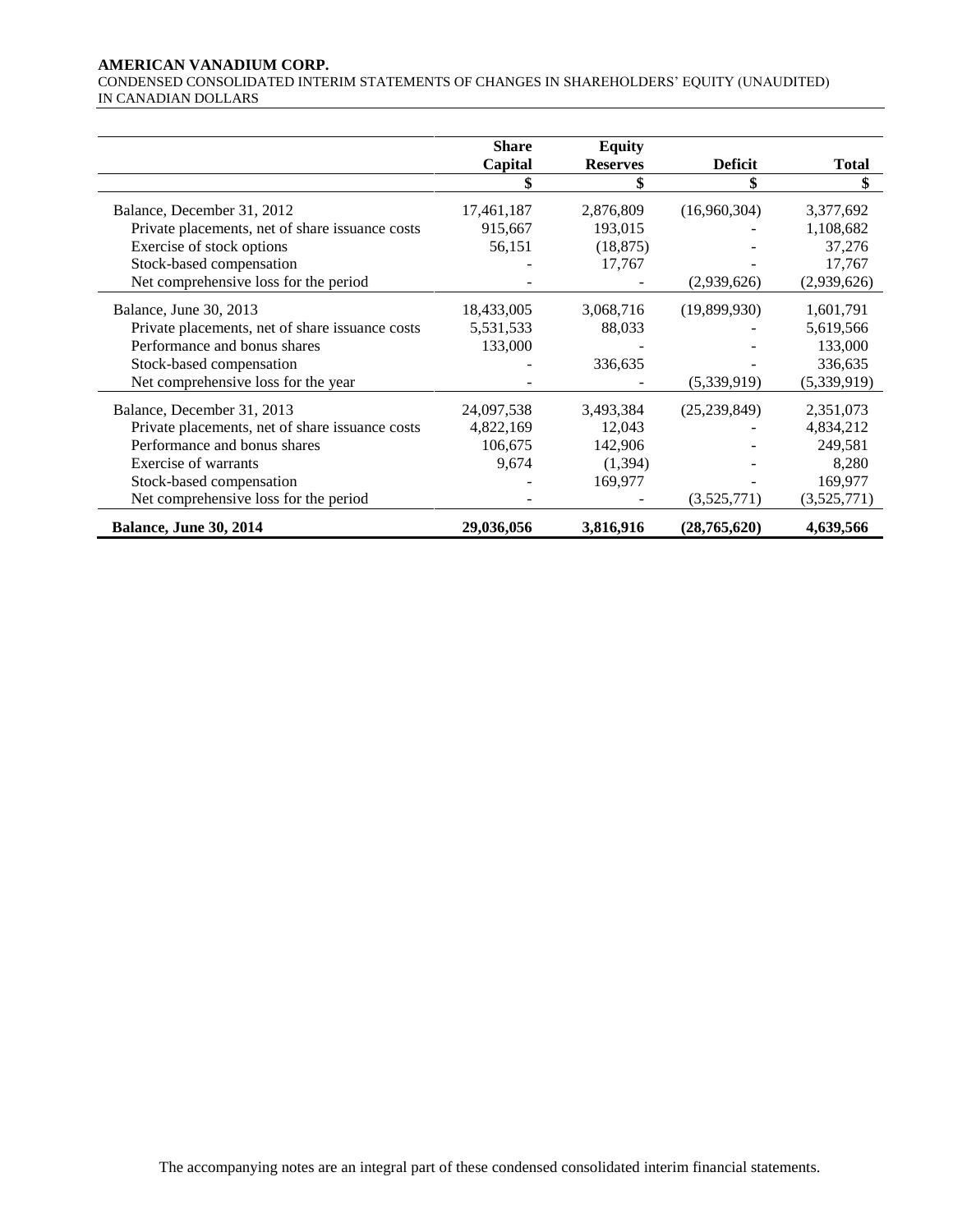**AMERICAN VANADIUM CORP.**
CONDENSED CONSOLIDATED INTERIM STATEMENTS OF CHANGES IN SHAREHOLDERS' EQUITY (UNAUDITED)
IN CANADIAN DOLLARS

| | **Share Capital** | **Equity Reserves** | **Deficit** | **Total** |
|---|---|---|---|---|
| | **$** | **$** | **$** | **$** |
| Balance, December 31, 2012 | 17,461,187 | 2,876,809 | (16,960,304) | 3,377,692 |
| Private placements, net of share issuance costs | 915,667 | 193,015 | - | 1,108,682 |
| Exercise of stock options | 56,151 | (18,875) | - | 37,276 |
| Stock-based compensation | - | 17,767 | - | 17,767 |
| Net comprehensive loss for the period | - | - | (2,939,626) | (2,939,626) |
| Balance, June 30, 2013 | 18,433,005 | 3,068,716 | (19,899,930) | 1,601,791 |
| Private placements, net of share issuance costs | 5,531,533 | 88,033 | - | 5,619,566 |
| Performance and bonus shares | 133,000 | - | - | 133,000 |
| Stock-based compensation | - | 336,635 | - | 336,635 |
| Net comprehensive loss for the year | - | - | (5,339,919) | (5,339,919) |
| Balance, December 31, 2013 | 24,097,538 | 3,493,384 | (25,239,849) | 2,351,073 |
| Private placements, net of share issuance costs | 4,822,169 | 12,043 | - | 4,834,212 |
| Performance and bonus shares | 106,675 | 142,906 | - | 249,581 |
| Exercise of warrants | 9,674 | (1,394) | - | 8,280 |
| Stock-based compensation | - | 169,977 | - | 169,977 |
| Net comprehensive loss for the period | - | - | (3,525,771) | (3,525,771) |
| **Balance, June 30, 2014** | **29,036,056** | **3,816,916** | **(28,765,620)** | **4,639,566** |

The accompanying notes are an integral part of these condensed consolidated interim financial statements.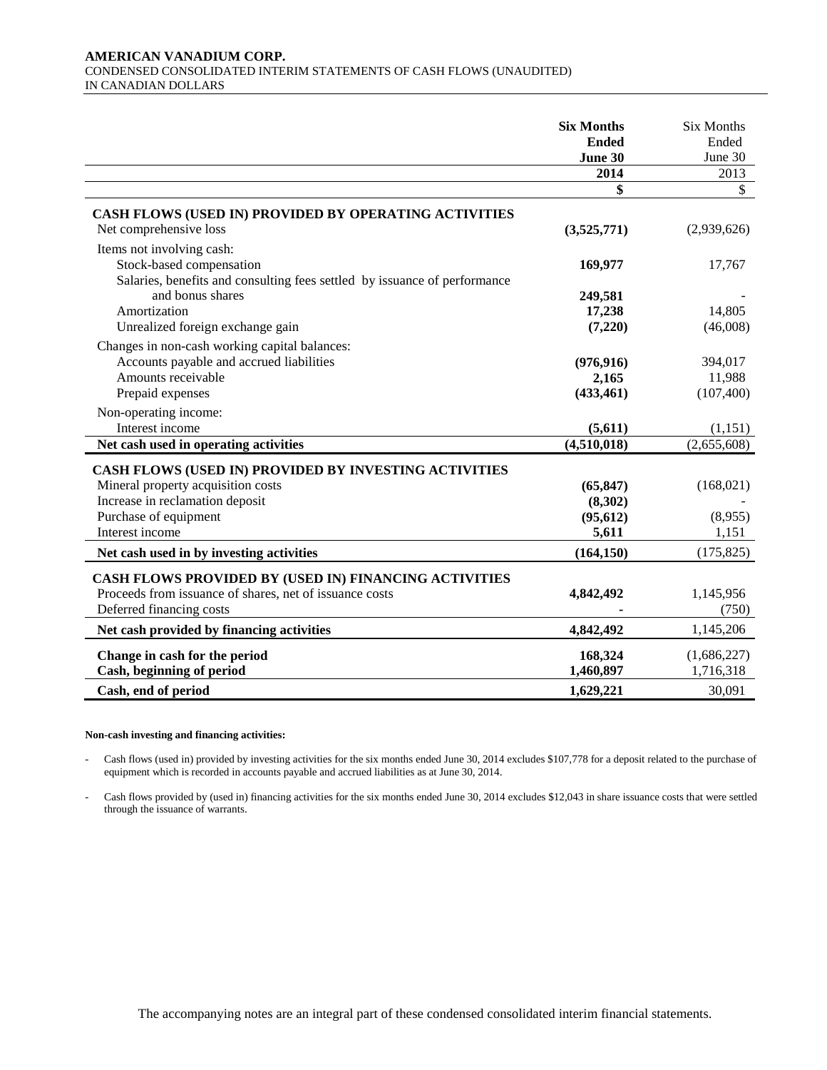**AMERICAN VANADIUM CORP.**
CONDENSED CONSOLIDATED INTERIM STATEMENTS OF CASH FLOWS (UNAUDITED)
IN CANADIAN DOLLARS

| | **Six Months Ended June 30 2014** | Six Months Ended June 30 2013 |
|---|---|---|
| | **$** | $ |
| **CASH FLOWS (USED IN) PROVIDED BY OPERATING ACTIVITIES** | | |
| Net comprehensive loss | **(3,525,771)** | (2,939,626) |
| Items not involving cash: | | |
| Stock-based compensation | **169,977** | 17,767 |
| Salaries, benefits and consulting fees settled by issuance of performance and bonus shares | **249,581** | - |
| Amortization | **17,238** | 14,805 |
| Unrealized foreign exchange gain | **(7,220)** | (46,008) |
| Changes in non-cash working capital balances: | | |
| Accounts payable and accrued liabilities | **(976,916)** | 394,017 |
| Amounts receivable | **2,165** | 11,988 |
| Prepaid expenses | **(433,461)** | (107,400) |
| Non-operating income: | | |
| Interest income | **(5,611)** | (1,151) |
| **Net cash used in operating activities** | **(4,510,018)** | (2,655,608) |
| **CASH FLOWS (USED IN) PROVIDED BY INVESTING ACTIVITIES** | | |
| Mineral property acquisition costs | **(65,847)** | (168,021) |
| Increase in reclamation deposit | **(8,302)** | - |
| Purchase of equipment | **(95,612)** | (8,955) |
| Interest income | **5,611** | 1,151 |
| **Net cash used in by investing activities** | **(164,150)** | (175,825) |
| **CASH FLOWS PROVIDED BY (USED IN) FINANCING ACTIVITIES** | | |
| Proceeds from issuance of shares, net of issuance costs | **4,842,492** | 1,145,956 |
| Deferred financing costs | **-** | (750) |
| **Net cash provided by financing activities** | **4,842,492** | 1,145,206 |
| **Change in cash for the period** | **168,324** | (1,686,227) |
| **Cash, beginning of period** | **1,460,897** | 1,716,318 |
| **Cash, end of period** | **1,629,221** | 30,091 |

**Non-cash investing and financing activities:**

- Cash flows (used in) provided by investing activities for the six months ended June 30, 2014 excludes $107,778 for a deposit related to the purchase of equipment which is recorded in accounts payable and accrued liabilities as at June 30, 2014.

- Cash flows provided by (used in) financing activities for the six months ended June 30, 2014 excludes $12,043 in share issuance costs that were settled through the issuance of warrants.

The accompanying notes are an integral part of these condensed consolidated interim financial statements.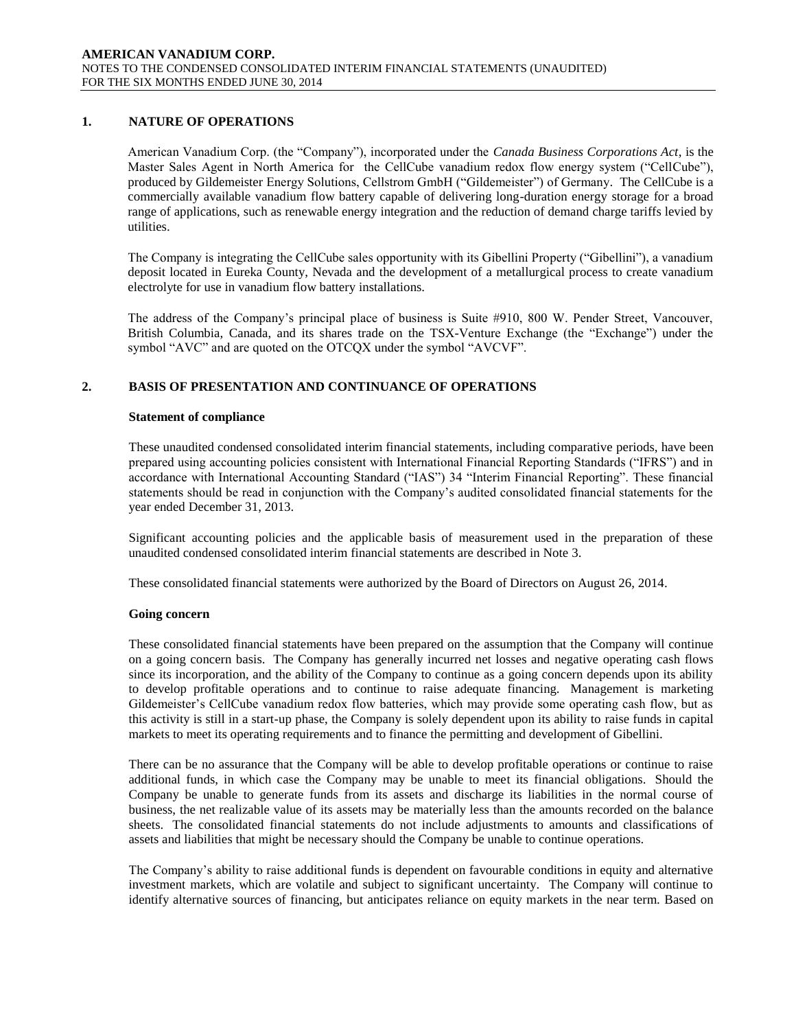## 1. NATURE OF OPERATIONS

American Vanadium Corp. (the "Company"), incorporated under the *Canada Business Corporations Act*, is the Master Sales Agent in North America for the CellCube vanadium redox flow energy system ("CellCube"), produced by Gildemeister Energy Solutions, Cellstrom GmbH ("Gildemeister") of Germany. The CellCube is a commercially available vanadium flow battery capable of delivering long-duration energy storage for a broad range of applications, such as renewable energy integration and the reduction of demand charge tariffs levied by utilities.

The Company is integrating the CellCube sales opportunity with its Gibellini Property ("Gibellini"), a vanadium deposit located in Eureka County, Nevada and the development of a metallurgical process to create vanadium electrolyte for use in vanadium flow battery installations.

The address of the Company's principal place of business is Suite #910, 800 W. Pender Street, Vancouver, British Columbia, Canada, and its shares trade on the TSX-Venture Exchange (the "Exchange") under the symbol "AVC" and are quoted on the OTCQX under the symbol "AVCVF".

## 2. BASIS OF PRESENTATION AND CONTINUANCE OF OPERATIONS

### Statement of compliance

These unaudited condensed consolidated interim financial statements, including comparative periods, have been prepared using accounting policies consistent with International Financial Reporting Standards ("IFRS") and in accordance with International Accounting Standard ("IAS") 34 "Interim Financial Reporting". These financial statements should be read in conjunction with the Company's audited consolidated financial statements for the year ended December 31, 2013.

Significant accounting policies and the applicable basis of measurement used in the preparation of these unaudited condensed consolidated interim financial statements are described in Note 3.

These consolidated financial statements were authorized by the Board of Directors on August 26, 2014.

### Going concern

These consolidated financial statements have been prepared on the assumption that the Company will continue on a going concern basis. The Company has generally incurred net losses and negative operating cash flows since its incorporation, and the ability of the Company to continue as a going concern depends upon its ability to develop profitable operations and to continue to raise adequate financing. Management is marketing Gildemeister's CellCube vanadium redox flow batteries, which may provide some operating cash flow, but as this activity is still in a start-up phase, the Company is solely dependent upon its ability to raise funds in capital markets to meet its operating requirements and to finance the permitting and development of Gibellini.

There can be no assurance that the Company will be able to develop profitable operations or continue to raise additional funds, in which case the Company may be unable to meet its financial obligations. Should the Company be unable to generate funds from its assets and discharge its liabilities in the normal course of business, the net realizable value of its assets may be materially less than the amounts recorded on the balance sheets. The consolidated financial statements do not include adjustments to amounts and classifications of assets and liabilities that might be necessary should the Company be unable to continue operations.

The Company's ability to raise additional funds is dependent on favourable conditions in equity and alternative investment markets, which are volatile and subject to significant uncertainty. The Company will continue to identify alternative sources of financing, but anticipates reliance on equity markets in the near term. Based on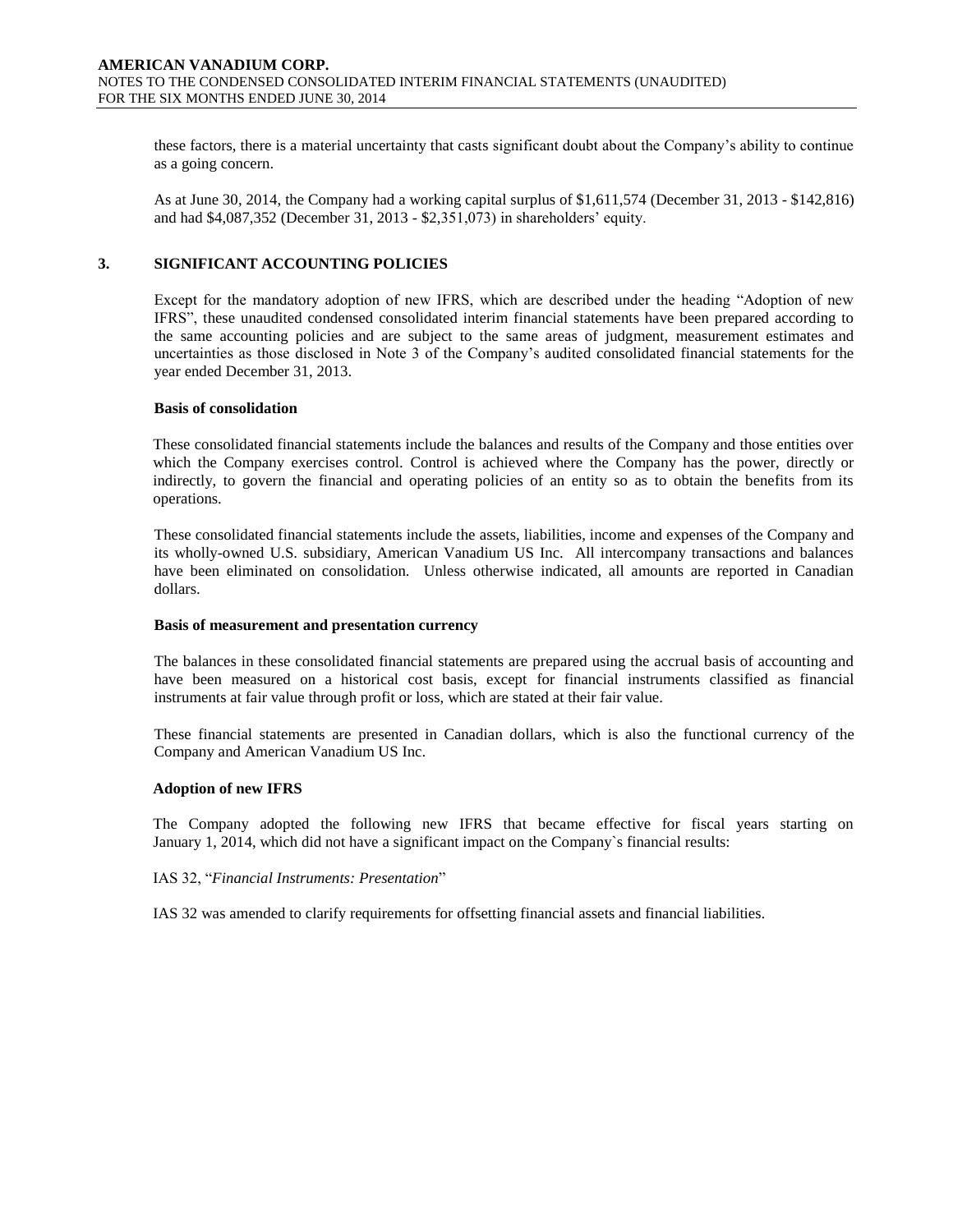these factors, there is a material uncertainty that casts significant doubt about the Company's ability to continue as a going concern.

As at June 30, 2014, the Company had a working capital surplus of $1,611,574 (December 31, 2013 - $142,816) and had $4,087,352 (December 31, 2013 - $2,351,073) in shareholders' equity.

## 3. SIGNIFICANT ACCOUNTING POLICIES

Except for the mandatory adoption of new IFRS, which are described under the heading "Adoption of new IFRS", these unaudited condensed consolidated interim financial statements have been prepared according to the same accounting policies and are subject to the same areas of judgment, measurement estimates and uncertainties as those disclosed in Note 3 of the Company's audited consolidated financial statements for the year ended December 31, 2013.

**Basis of consolidation**

These consolidated financial statements include the balances and results of the Company and those entities over which the Company exercises control. Control is achieved where the Company has the power, directly or indirectly, to govern the financial and operating policies of an entity so as to obtain the benefits from its operations.

These consolidated financial statements include the assets, liabilities, income and expenses of the Company and its wholly-owned U.S. subsidiary, American Vanadium US Inc. All intercompany transactions and balances have been eliminated on consolidation. Unless otherwise indicated, all amounts are reported in Canadian dollars.

**Basis of measurement and presentation currency**

The balances in these consolidated financial statements are prepared using the accrual basis of accounting and have been measured on a historical cost basis, except for financial instruments classified as financial instruments at fair value through profit or loss, which are stated at their fair value.

These financial statements are presented in Canadian dollars, which is also the functional currency of the Company and American Vanadium US Inc.

**Adoption of new IFRS**

The Company adopted the following new IFRS that became effective for fiscal years starting on January 1, 2014, which did not have a significant impact on the Company`s financial results:

IAS 32, "*Financial Instruments: Presentation*"

IAS 32 was amended to clarify requirements for offsetting financial assets and financial liabilities.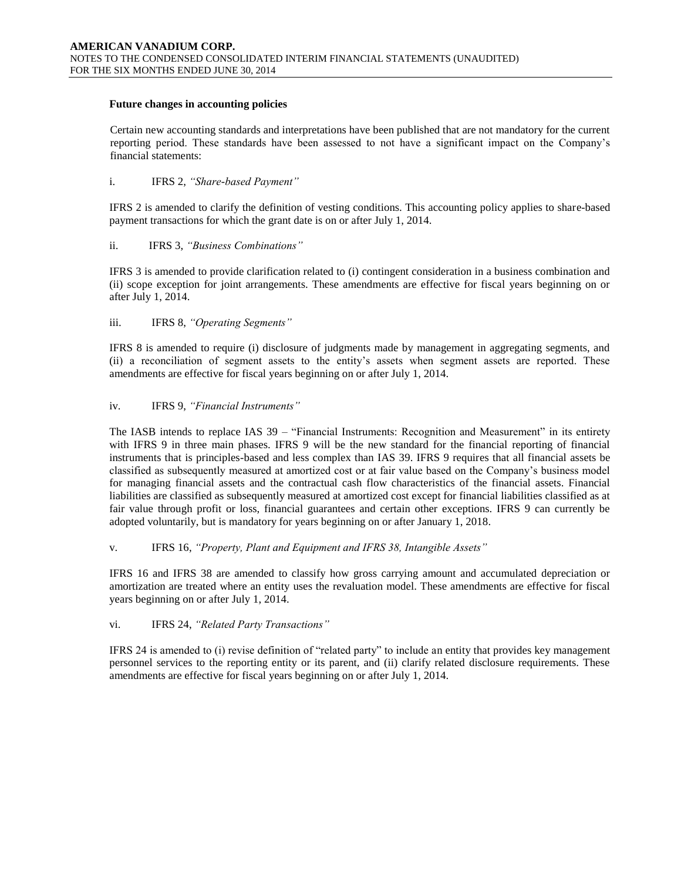**Future changes in accounting policies**

Certain new accounting standards and interpretations have been published that are not mandatory for the current reporting period. These standards have been assessed to not have a significant impact on the Company's financial statements:

i. IFRS 2, *"Share-based Payment"*

IFRS 2 is amended to clarify the definition of vesting conditions. This accounting policy applies to share-based payment transactions for which the grant date is on or after July 1, 2014.

ii. IFRS 3, *"Business Combinations"*

IFRS 3 is amended to provide clarification related to (i) contingent consideration in a business combination and (ii) scope exception for joint arrangements. These amendments are effective for fiscal years beginning on or after July 1, 2014.

iii. IFRS 8, *"Operating Segments"*

IFRS 8 is amended to require (i) disclosure of judgments made by management in aggregating segments, and (ii) a reconciliation of segment assets to the entity's assets when segment assets are reported. These amendments are effective for fiscal years beginning on or after July 1, 2014.

iv. IFRS 9, *"Financial Instruments"*

The IASB intends to replace IAS 39 – "Financial Instruments: Recognition and Measurement" in its entirety with IFRS 9 in three main phases. IFRS 9 will be the new standard for the financial reporting of financial instruments that is principles-based and less complex than IAS 39. IFRS 9 requires that all financial assets be classified as subsequently measured at amortized cost or at fair value based on the Company's business model for managing financial assets and the contractual cash flow characteristics of the financial assets. Financial liabilities are classified as subsequently measured at amortized cost except for financial liabilities classified as at fair value through profit or loss, financial guarantees and certain other exceptions. IFRS 9 can currently be adopted voluntarily, but is mandatory for years beginning on or after January 1, 2018.

v. IFRS 16, *"Property, Plant and Equipment and IFRS 38, Intangible Assets"*

IFRS 16 and IFRS 38 are amended to classify how gross carrying amount and accumulated depreciation or amortization are treated where an entity uses the revaluation model. These amendments are effective for fiscal years beginning on or after July 1, 2014.

vi. IFRS 24, *"Related Party Transactions"*

IFRS 24 is amended to (i) revise definition of "related party" to include an entity that provides key management personnel services to the reporting entity or its parent, and (ii) clarify related disclosure requirements. These amendments are effective for fiscal years beginning on or after July 1, 2014.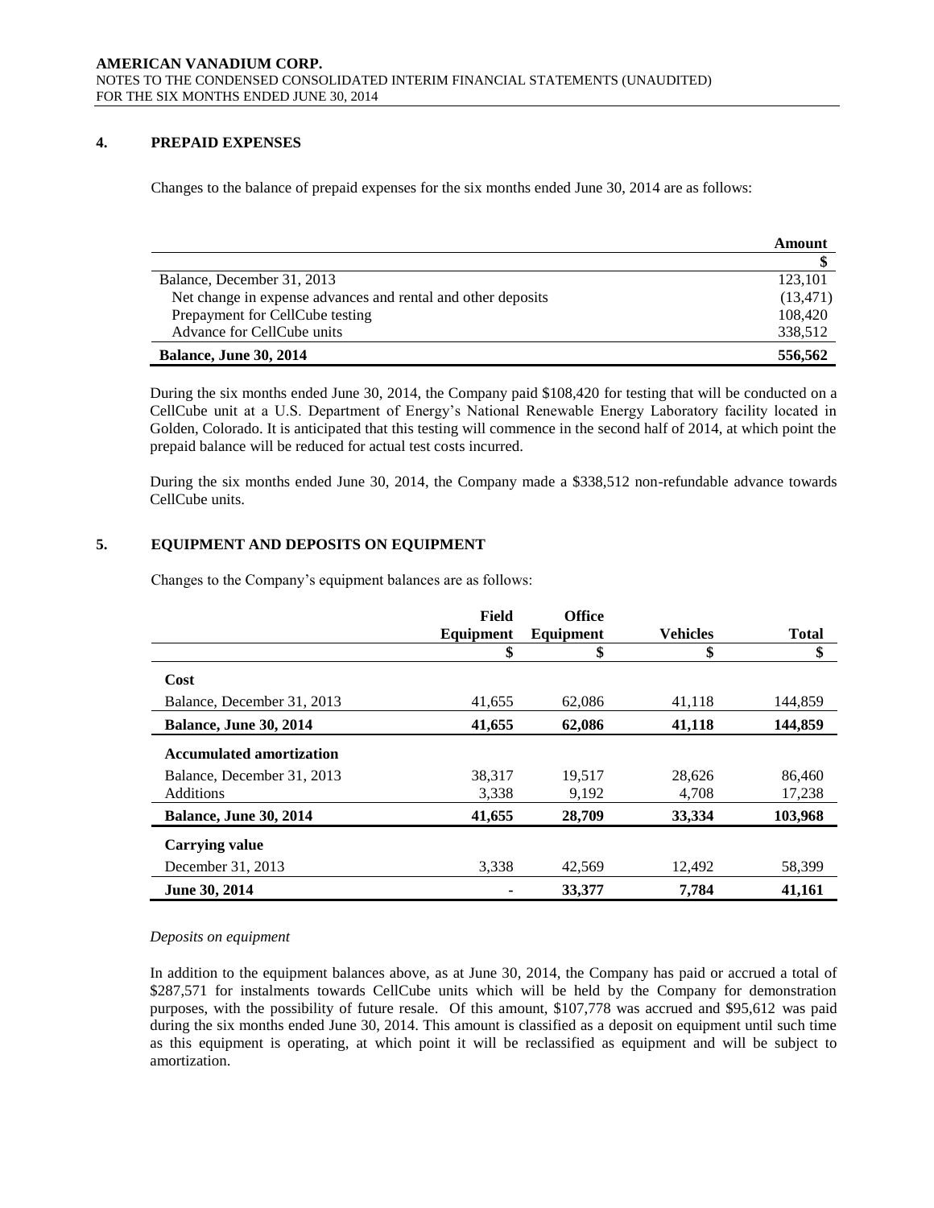## 4. PREPAID EXPENSES

Changes to the balance of prepaid expenses for the six months ended June 30, 2014 are as follows:

| | Amount |
|---|---|
| | $ |
| Balance, December 31, 2013 | 123,101 |
| Net change in expense advances and rental and other deposits | (13,471) |
| Prepayment for CellCube testing | 108,420 |
| Advance for CellCube units | 338,512 |
| **Balance, June 30, 2014** | **556,562** |

During the six months ended June 30, 2014, the Company paid $108,420 for testing that will be conducted on a CellCube unit at a U.S. Department of Energy's National Renewable Energy Laboratory facility located in Golden, Colorado. It is anticipated that this testing will commence in the second half of 2014, at which point the prepaid balance will be reduced for actual test costs incurred.

During the six months ended June 30, 2014, the Company made a $338,512 non-refundable advance towards CellCube units.

## 5. EQUIPMENT AND DEPOSITS ON EQUIPMENT

Changes to the Company's equipment balances are as follows:

| | Field Equipment | Office Equipment | Vehicles | Total |
|---|---|---|---|---|
| | $ | $ | $ | $ |
| **Cost** | | | | |
| Balance, December 31, 2013 | 41,655 | 62,086 | 41,118 | 144,859 |
| **Balance, June 30, 2014** | **41,655** | **62,086** | **41,118** | **144,859** |
| **Accumulated amortization** | | | | |
| Balance, December 31, 2013 | 38,317 | 19,517 | 28,626 | 86,460 |
| Additions | 3,338 | 9,192 | 4,708 | 17,238 |
| **Balance, June 30, 2014** | **41,655** | **28,709** | **33,334** | **103,968** |
| **Carrying value** | | | | |
| December 31, 2013 | 3,338 | 42,569 | 12,492 | 58,399 |
| **June 30, 2014** | **-** | **33,377** | **7,784** | **41,161** |

*Deposits on equipment*

In addition to the equipment balances above, as at June 30, 2014, the Company has paid or accrued a total of $287,571 for instalments towards CellCube units which will be held by the Company for demonstration purposes, with the possibility of future resale. Of this amount, $107,778 was accrued and $95,612 was paid during the six months ended June 30, 2014. This amount is classified as a deposit on equipment until such time as this equipment is operating, at which point it will be reclassified as equipment and will be subject to amortization.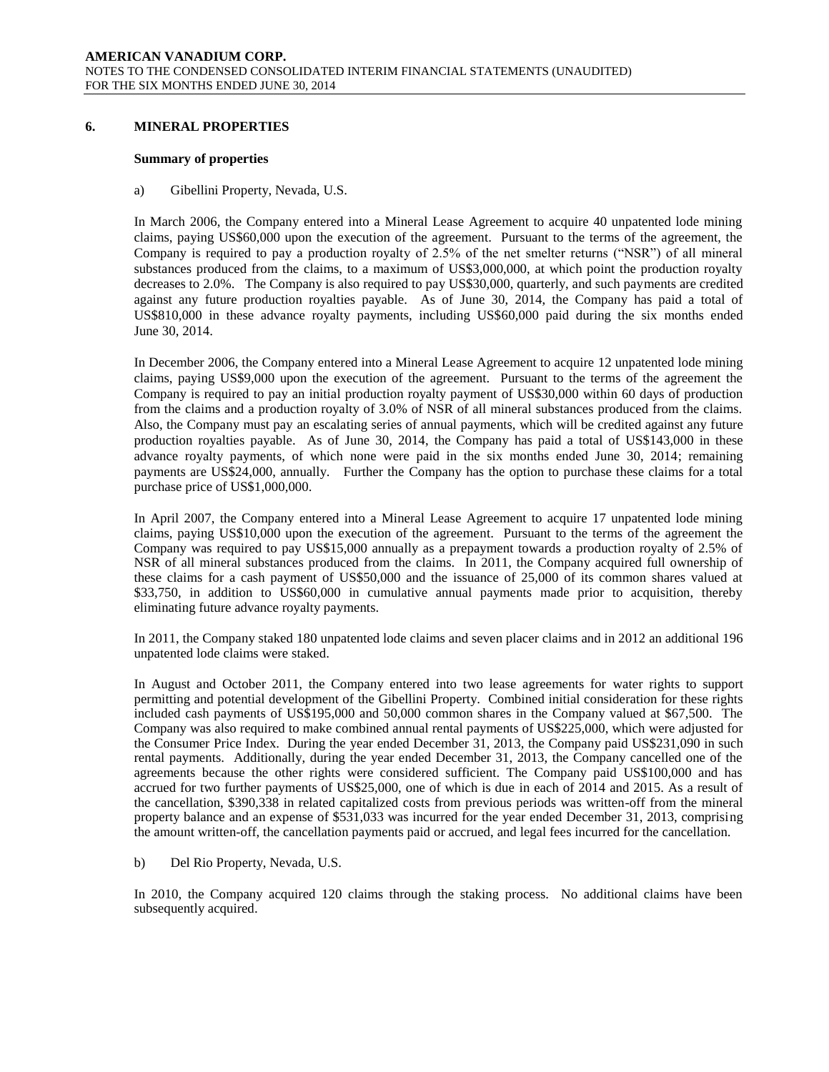## 6. MINERAL PROPERTIES

### Summary of properties

a) Gibellini Property, Nevada, U.S.

In March 2006, the Company entered into a Mineral Lease Agreement to acquire 40 unpatented lode mining claims, paying US$60,000 upon the execution of the agreement. Pursuant to the terms of the agreement, the Company is required to pay a production royalty of 2.5% of the net smelter returns ("NSR") of all mineral substances produced from the claims, to a maximum of US$3,000,000, at which point the production royalty decreases to 2.0%. The Company is also required to pay US$30,000, quarterly, and such payments are credited against any future production royalties payable. As of June 30, 2014, the Company has paid a total of US$810,000 in these advance royalty payments, including US$60,000 paid during the six months ended June 30, 2014.

In December 2006, the Company entered into a Mineral Lease Agreement to acquire 12 unpatented lode mining claims, paying US$9,000 upon the execution of the agreement. Pursuant to the terms of the agreement the Company is required to pay an initial production royalty payment of US$30,000 within 60 days of production from the claims and a production royalty of 3.0% of NSR of all mineral substances produced from the claims. Also, the Company must pay an escalating series of annual payments, which will be credited against any future production royalties payable. As of June 30, 2014, the Company has paid a total of US$143,000 in these advance royalty payments, of which none were paid in the six months ended June 30, 2014; remaining payments are US$24,000, annually. Further the Company has the option to purchase these claims for a total purchase price of US$1,000,000.

In April 2007, the Company entered into a Mineral Lease Agreement to acquire 17 unpatented lode mining claims, paying US$10,000 upon the execution of the agreement. Pursuant to the terms of the agreement the Company was required to pay US$15,000 annually as a prepayment towards a production royalty of 2.5% of NSR of all mineral substances produced from the claims. In 2011, the Company acquired full ownership of these claims for a cash payment of US$50,000 and the issuance of 25,000 of its common shares valued at $33,750, in addition to US$60,000 in cumulative annual payments made prior to acquisition, thereby eliminating future advance royalty payments.

In 2011, the Company staked 180 unpatented lode claims and seven placer claims and in 2012 an additional 196 unpatented lode claims were staked.

In August and October 2011, the Company entered into two lease agreements for water rights to support permitting and potential development of the Gibellini Property. Combined initial consideration for these rights included cash payments of US$195,000 and 50,000 common shares in the Company valued at $67,500. The Company was also required to make combined annual rental payments of US$225,000, which were adjusted for the Consumer Price Index. During the year ended December 31, 2013, the Company paid US$231,090 in such rental payments. Additionally, during the year ended December 31, 2013, the Company cancelled one of the agreements because the other rights were considered sufficient. The Company paid US$100,000 and has accrued for two further payments of US$25,000, one of which is due in each of 2014 and 2015. As a result of the cancellation, $390,338 in related capitalized costs from previous periods was written-off from the mineral property balance and an expense of $531,033 was incurred for the year ended December 31, 2013, comprising the amount written-off, the cancellation payments paid or accrued, and legal fees incurred for the cancellation.

b) Del Rio Property, Nevada, U.S.

In 2010, the Company acquired 120 claims through the staking process. No additional claims have been subsequently acquired.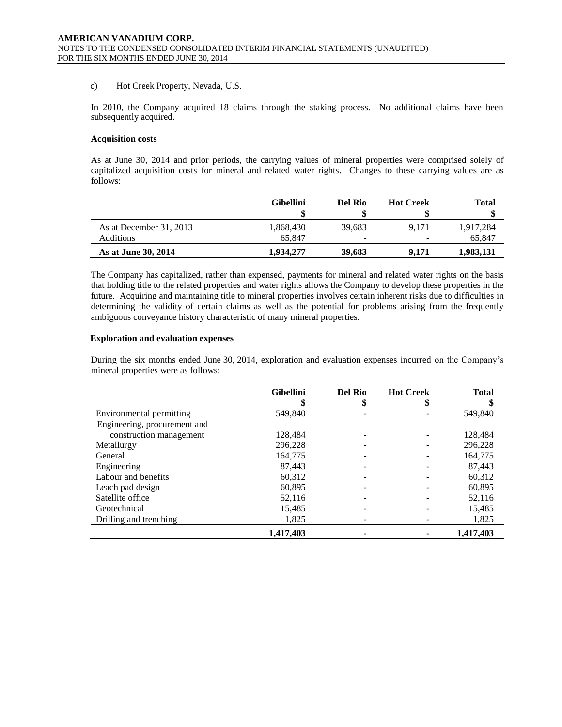c) Hot Creek Property, Nevada, U.S.

In 2010, the Company acquired 18 claims through the staking process. No additional claims have been subsequently acquired.

**Acquisition costs**

As at June 30, 2014 and prior periods, the carrying values of mineral properties were comprised solely of capitalized acquisition costs for mineral and related water rights. Changes to these carrying values are as follows:

| | Gibellini | Del Rio | Hot Creek | Total |
|---|---|---|---|---|
| | $ | $ | $ | $ |
| As at December 31, 2013 | 1,868,430 | 39,683 | 9,171 | 1,917,284 |
| Additions | 65,847 | - | - | 65,847 |
| **As at June 30, 2014** | **1,934,277** | **39,683** | **9,171** | **1,983,131** |

The Company has capitalized, rather than expensed, payments for mineral and related water rights on the basis that holding title to the related properties and water rights allows the Company to develop these properties in the future. Acquiring and maintaining title to mineral properties involves certain inherent risks due to difficulties in determining the validity of certain claims as well as the potential for problems arising from the frequently ambiguous conveyance history characteristic of many mineral properties.

**Exploration and evaluation expenses**

During the six months ended June 30, 2014, exploration and evaluation expenses incurred on the Company's mineral properties were as follows:

| | Gibellini | Del Rio | Hot Creek | Total |
|---|---|---|---|---|
| | $ | $ | $ | $ |
| Environmental permitting | 549,840 | - | - | 549,840 |
| Engineering, procurement and construction management | 128,484 | - | - | 128,484 |
| Metallurgy | 296,228 | - | - | 296,228 |
| General | 164,775 | - | - | 164,775 |
| Engineering | 87,443 | - | - | 87,443 |
| Labour and benefits | 60,312 | - | - | 60,312 |
| Leach pad design | 60,895 | - | - | 60,895 |
| Satellite office | 52,116 | - | - | 52,116 |
| Geotechnical | 15,485 | - | - | 15,485 |
| Drilling and trenching | 1,825 | - | - | 1,825 |
| | **1,417,403** | **-** | **-** | **1,417,403** |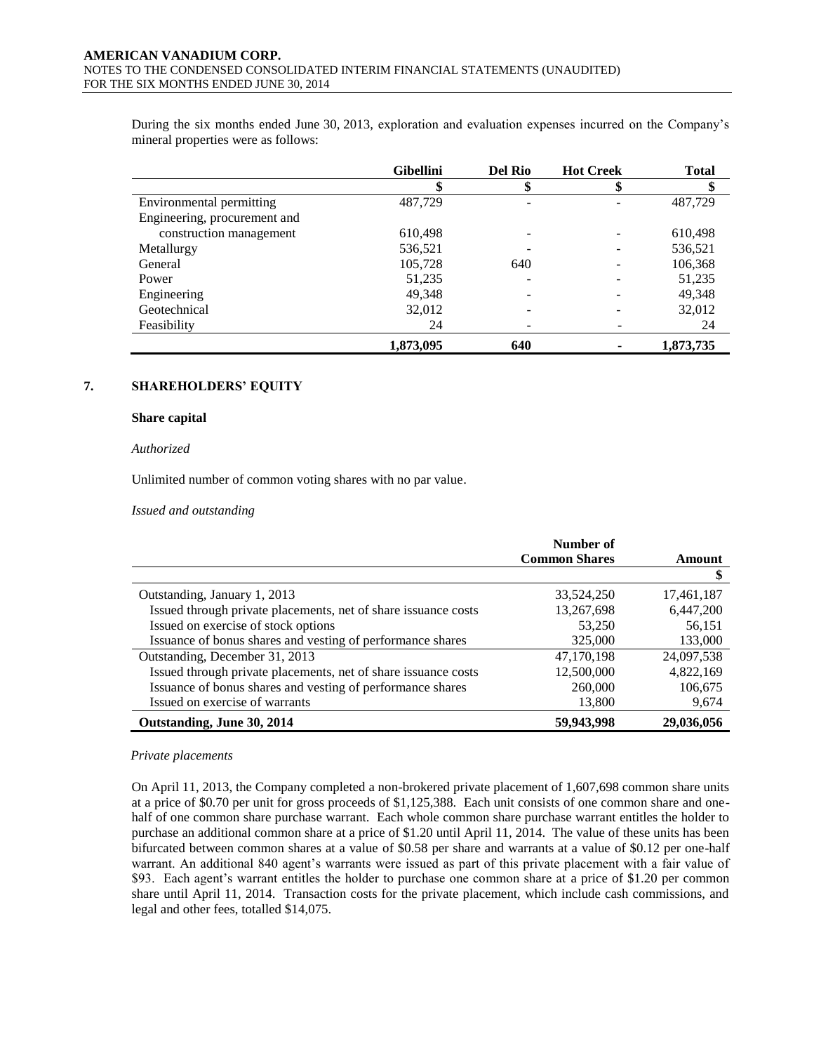During the six months ended June 30, 2013, exploration and evaluation expenses incurred on the Company's mineral properties were as follows:

| | Gibellini | Del Rio | Hot Creek | Total |
|---|---|---|---|---|
| | $ | $ | $ | $ |
| Environmental permitting | 487,729 | - | - | 487,729 |
| Engineering, procurement and construction management | 610,498 | - | - | 610,498 |
| Metallurgy | 536,521 | - | - | 536,521 |
| General | 105,728 | 640 | - | 106,368 |
| Power | 51,235 | - | - | 51,235 |
| Engineering | 49,348 | - | - | 49,348 |
| Geotechnical | 32,012 | - | - | 32,012 |
| Feasibility | 24 | - | - | 24 |
| | **1,873,095** | **640** | **-** | **1,873,735** |

## 7. SHAREHOLDERS' EQUITY

### Share capital

*Authorized*

Unlimited number of common voting shares with no par value.

*Issued and outstanding*

| | Number of Common Shares | Amount |
|---|---|---|
| | | $ |
| Outstanding, January 1, 2013 | 33,524,250 | 17,461,187 |
| Issued through private placements, net of share issuance costs | 13,267,698 | 6,447,200 |
| Issued on exercise of stock options | 53,250 | 56,151 |
| Issuance of bonus shares and vesting of performance shares | 325,000 | 133,000 |
| Outstanding, December 31, 2013 | 47,170,198 | 24,097,538 |
| Issued through private placements, net of share issuance costs | 12,500,000 | 4,822,169 |
| Issuance of bonus shares and vesting of performance shares | 260,000 | 106,675 |
| Issued on exercise of warrants | 13,800 | 9,674 |
| **Outstanding, June 30, 2014** | **59,943,998** | **29,036,056** |

*Private placements*

On April 11, 2013, the Company completed a non-brokered private placement of 1,607,698 common share units at a price of $0.70 per unit for gross proceeds of $1,125,388. Each unit consists of one common share and one-half of one common share purchase warrant. Each whole common share purchase warrant entitles the holder to purchase an additional common share at a price of $1.20 until April 11, 2014. The value of these units has been bifurcated between common shares at a value of $0.58 per share and warrants at a value of $0.12 per one-half warrant. An additional 840 agent's warrants were issued as part of this private placement with a fair value of $93. Each agent's warrant entitles the holder to purchase one common share at a price of $1.20 per common share until April 11, 2014. Transaction costs for the private placement, which include cash commissions, and legal and other fees, totalled $14,075.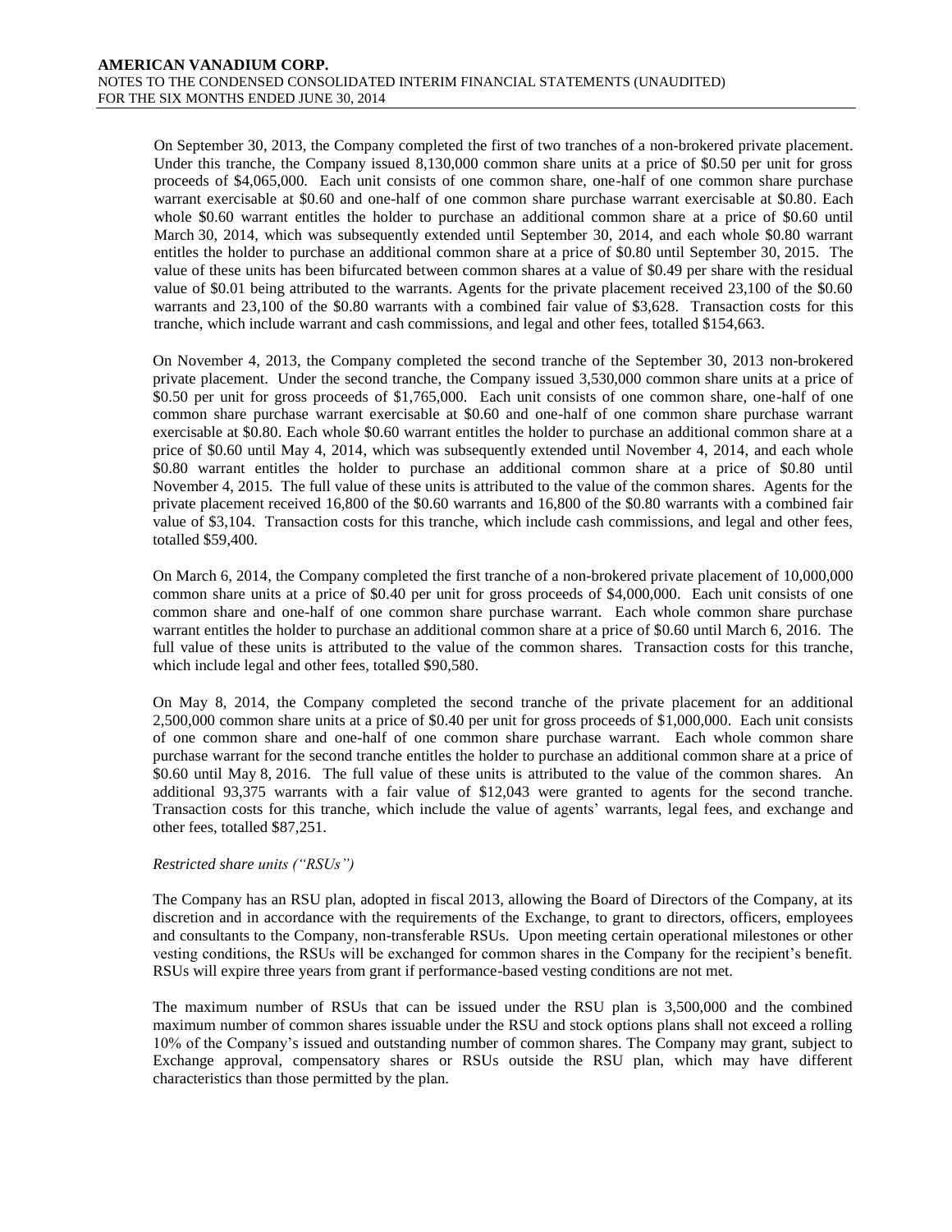On September 30, 2013, the Company completed the first of two tranches of a non-brokered private placement. Under this tranche, the Company issued 8,130,000 common share units at a price of $0.50 per unit for gross proceeds of $4,065,000. Each unit consists of one common share, one-half of one common share purchase warrant exercisable at $0.60 and one-half of one common share purchase warrant exercisable at $0.80. Each whole $0.60 warrant entitles the holder to purchase an additional common share at a price of $0.60 until March 30, 2014, which was subsequently extended until September 30, 2014, and each whole $0.80 warrant entitles the holder to purchase an additional common share at a price of $0.80 until September 30, 2015. The value of these units has been bifurcated between common shares at a value of $0.49 per share with the residual value of $0.01 being attributed to the warrants. Agents for the private placement received 23,100 of the $0.60 warrants and 23,100 of the $0.80 warrants with a combined fair value of $3,628. Transaction costs for this tranche, which include warrant and cash commissions, and legal and other fees, totalled $154,663.

On November 4, 2013, the Company completed the second tranche of the September 30, 2013 non-brokered private placement. Under the second tranche, the Company issued 3,530,000 common share units at a price of $0.50 per unit for gross proceeds of $1,765,000. Each unit consists of one common share, one-half of one common share purchase warrant exercisable at $0.60 and one-half of one common share purchase warrant exercisable at $0.80. Each whole $0.60 warrant entitles the holder to purchase an additional common share at a price of $0.60 until May 4, 2014, which was subsequently extended until November 4, 2014, and each whole $0.80 warrant entitles the holder to purchase an additional common share at a price of $0.80 until November 4, 2015. The full value of these units is attributed to the value of the common shares. Agents for the private placement received 16,800 of the $0.60 warrants and 16,800 of the $0.80 warrants with a combined fair value of $3,104. Transaction costs for this tranche, which include cash commissions, and legal and other fees, totalled $59,400.

On March 6, 2014, the Company completed the first tranche of a non-brokered private placement of 10,000,000 common share units at a price of $0.40 per unit for gross proceeds of $4,000,000. Each unit consists of one common share and one-half of one common share purchase warrant. Each whole common share purchase warrant entitles the holder to purchase an additional common share at a price of $0.60 until March 6, 2016. The full value of these units is attributed to the value of the common shares. Transaction costs for this tranche, which include legal and other fees, totalled $90,580.

On May 8, 2014, the Company completed the second tranche of the private placement for an additional 2,500,000 common share units at a price of $0.40 per unit for gross proceeds of $1,000,000. Each unit consists of one common share and one-half of one common share purchase warrant. Each whole common share purchase warrant for the second tranche entitles the holder to purchase an additional common share at a price of $0.60 until May 8, 2016. The full value of these units is attributed to the value of the common shares. An additional 93,375 warrants with a fair value of $12,043 were granted to agents for the second tranche. Transaction costs for this tranche, which include the value of agents' warrants, legal fees, and exchange and other fees, totalled $87,251.

*Restricted share units ("RSUs")*

The Company has an RSU plan, adopted in fiscal 2013, allowing the Board of Directors of the Company, at its discretion and in accordance with the requirements of the Exchange, to grant to directors, officers, employees and consultants to the Company, non-transferable RSUs. Upon meeting certain operational milestones or other vesting conditions, the RSUs will be exchanged for common shares in the Company for the recipient's benefit. RSUs will expire three years from grant if performance-based vesting conditions are not met.

The maximum number of RSUs that can be issued under the RSU plan is 3,500,000 and the combined maximum number of common shares issuable under the RSU and stock options plans shall not exceed a rolling 10% of the Company's issued and outstanding number of common shares. The Company may grant, subject to Exchange approval, compensatory shares or RSUs outside the RSU plan, which may have different characteristics than those permitted by the plan.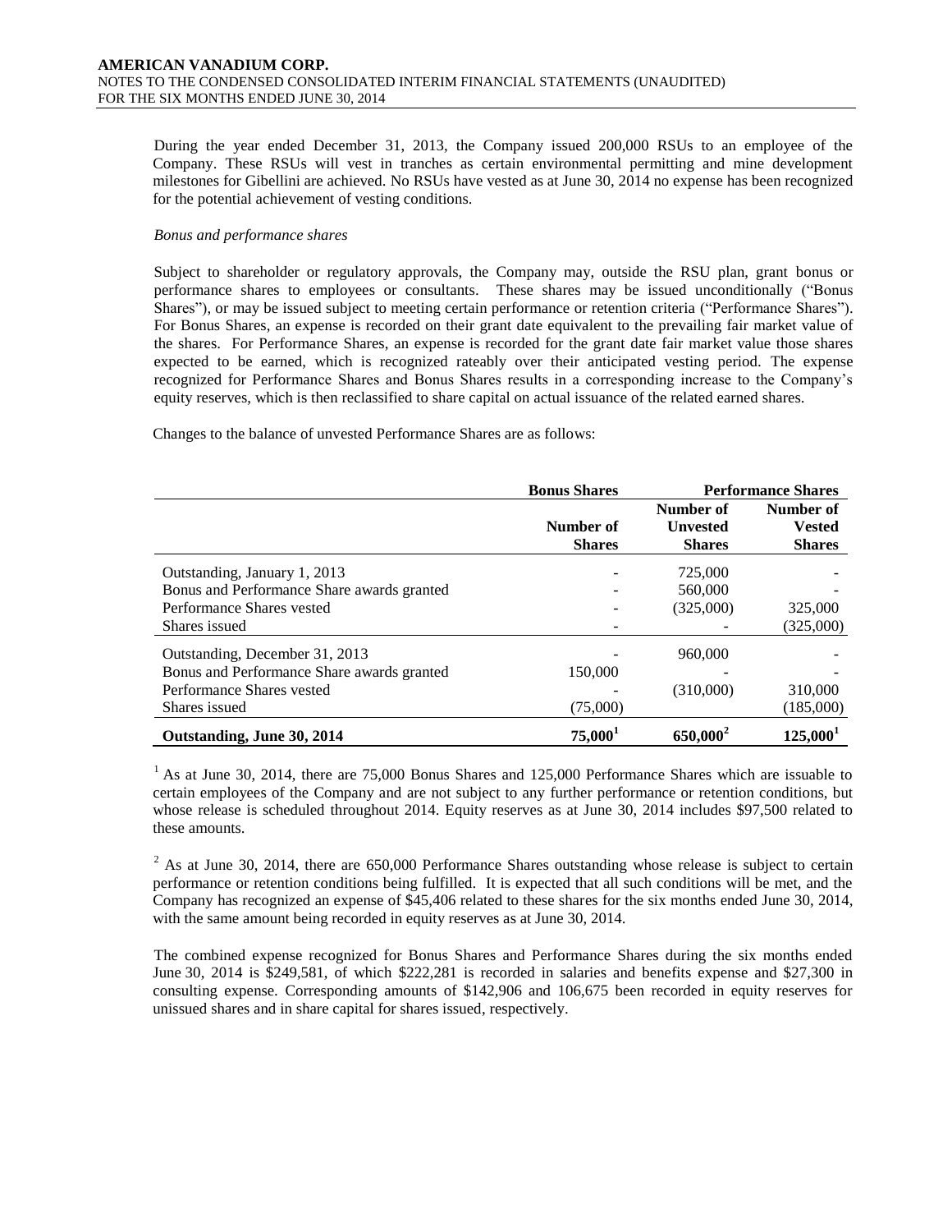During the year ended December 31, 2013, the Company issued 200,000 RSUs to an employee of the Company. These RSUs will vest in tranches as certain environmental permitting and mine development milestones for Gibellini are achieved. No RSUs have vested as at June 30, 2014 no expense has been recognized for the potential achievement of vesting conditions.

*Bonus and performance shares*

Subject to shareholder or regulatory approvals, the Company may, outside the RSU plan, grant bonus or performance shares to employees or consultants. These shares may be issued unconditionally ("Bonus Shares"), or may be issued subject to meeting certain performance or retention criteria ("Performance Shares"). For Bonus Shares, an expense is recorded on their grant date equivalent to the prevailing fair market value of the shares. For Performance Shares, an expense is recorded for the grant date fair market value those shares expected to be earned, which is recognized rateably over their anticipated vesting period. The expense recognized for Performance Shares and Bonus Shares results in a corresponding increase to the Company's equity reserves, which is then reclassified to share capital on actual issuance of the related earned shares.

Changes to the balance of unvested Performance Shares are as follows:

| | **Bonus Shares** | **Performance Shares** | |
|---|---|---|---|
| | **Number of Shares** | **Number of Unvested Shares** | **Number of Vested Shares** |
| Outstanding, January 1, 2013 | - | 725,000 | - |
| Bonus and Performance Share awards granted | - | 560,000 | - |
| Performance Shares vested | - | (325,000) | 325,000 |
| Shares issued | - | - | (325,000) |
| Outstanding, December 31, 2013 | - | 960,000 | - |
| Bonus and Performance Share awards granted | 150,000 | - | - |
| Performance Shares vested | - | (310,000) | 310,000 |
| Shares issued | (75,000) | | (185,000) |
| **Outstanding, June 30, 2014** | **75,000[1]** | **650,000[2]** | **125,000[1]** |

[1] As at June 30, 2014, there are 75,000 Bonus Shares and 125,000 Performance Shares which are issuable to certain employees of the Company and are not subject to any further performance or retention conditions, but whose release is scheduled throughout 2014. Equity reserves as at June 30, 2014 includes $97,500 related to these amounts.

[2] As at June 30, 2014, there are 650,000 Performance Shares outstanding whose release is subject to certain performance or retention conditions being fulfilled. It is expected that all such conditions will be met, and the Company has recognized an expense of $45,406 related to these shares for the six months ended June 30, 2014, with the same amount being recorded in equity reserves as at June 30, 2014.

The combined expense recognized for Bonus Shares and Performance Shares during the six months ended June 30, 2014 is $249,581, of which $222,281 is recorded in salaries and benefits expense and $27,300 in consulting expense. Corresponding amounts of $142,906 and 106,675 been recorded in equity reserves for unissued shares and in share capital for shares issued, respectively.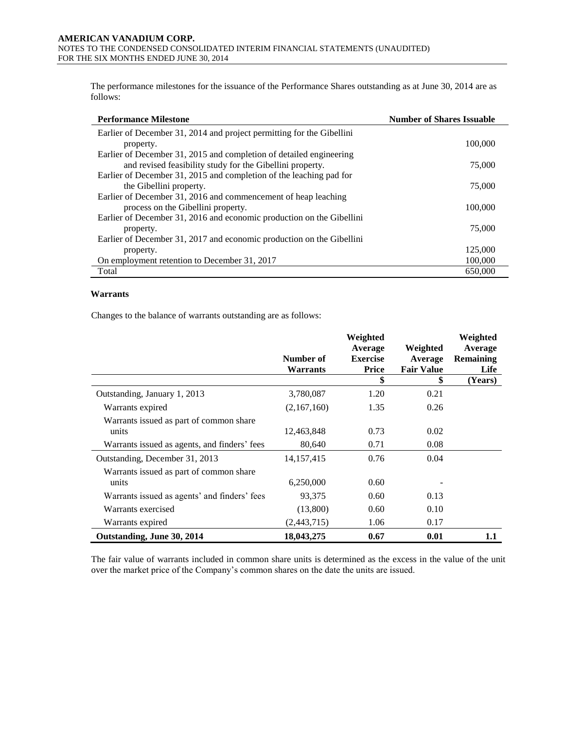The performance milestones for the issuance of the Performance Shares outstanding as at June 30, 2014 are as follows:

| Performance Milestone | Number of Shares Issuable |
|---|---|
| Earlier of December 31, 2014 and project permitting for the Gibellini property. | 100,000 |
| Earlier of December 31, 2015 and completion of detailed engineering and revised feasibility study for the Gibellini property. | 75,000 |
| Earlier of December 31, 2015 and completion of the leaching pad for the Gibellini property. | 75,000 |
| Earlier of December 31, 2016 and commencement of heap leaching process on the Gibellini property. | 100,000 |
| Earlier of December 31, 2016 and economic production on the Gibellini property. | 75,000 |
| Earlier of December 31, 2017 and economic production on the Gibellini property. | 125,000 |
| On employment retention to December 31, 2017 | 100,000 |
| Total | 650,000 |

### Warrants

Changes to the balance of warrants outstanding are as follows:

| | Number of Warrants | Weighted Average Exercise Price | Weighted Average Fair Value | Weighted Average Remaining Life |
|---|---|---|---|---|
| | | $ | $ | (Years) |
| Outstanding, January 1, 2013 | 3,780,087 | 1.20 | 0.21 | |
| Warrants expired | (2,167,160) | 1.35 | 0.26 | |
| Warrants issued as part of common share units | 12,463,848 | 0.73 | 0.02 | |
| Warrants issued as agents, and finders' fees | 80,640 | 0.71 | 0.08 | |
| Outstanding, December 31, 2013 | 14,157,415 | 0.76 | 0.04 | |
| Warrants issued as part of common share units | 6,250,000 | 0.60 | - | |
| Warrants issued as agents' and finders' fees | 93,375 | 0.60 | 0.13 | |
| Warrants exercised | (13,800) | 0.60 | 0.10 | |
| Warrants expired | (2,443,715) | 1.06 | 0.17 | |
| **Outstanding, June 30, 2014** | **18,043,275** | **0.67** | **0.01** | **1.1** |

The fair value of warrants included in common share units is determined as the excess in the value of the unit over the market price of the Company's common shares on the date the units are issued.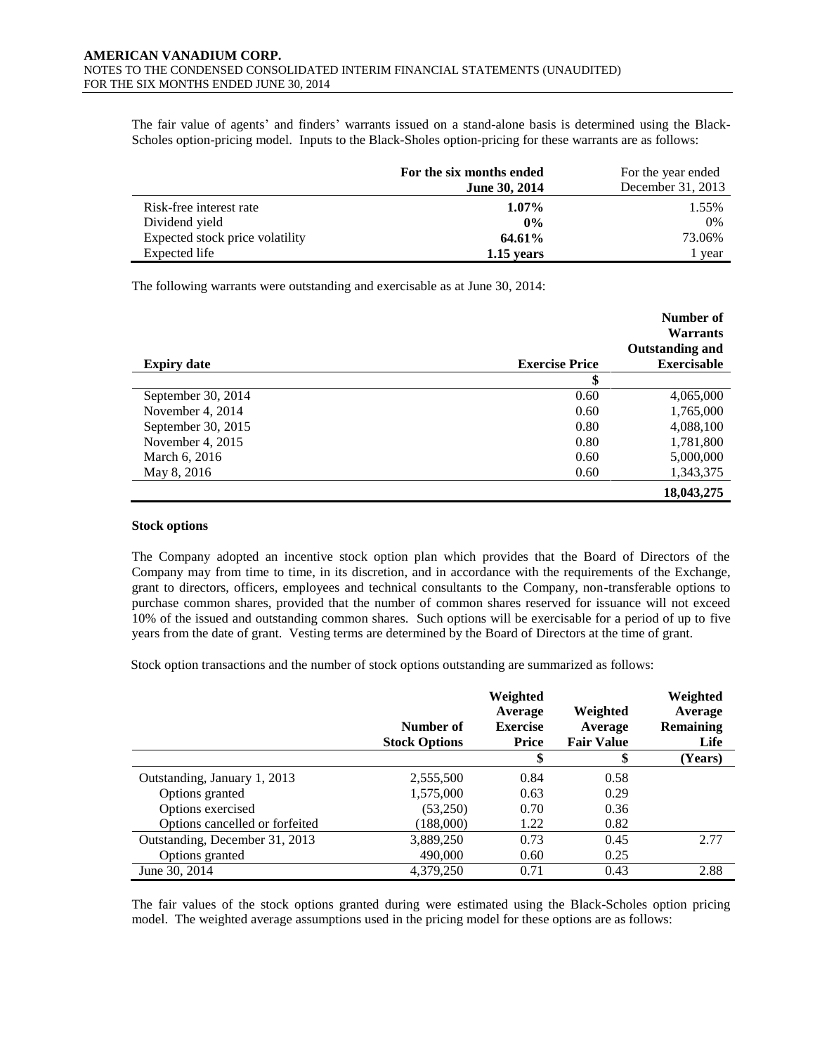The fair value of agents' and finders' warrants issued on a stand-alone basis is determined using the Black-Scholes option-pricing model. Inputs to the Black-Sholes option-pricing for these warrants are as follows:

| | **For the six months ended June 30, 2014** | For the year ended December 31, 2013 |
|---|---|---|
| Risk-free interest rate | **1.07%** | 1.55% |
| Dividend yield | **0%** | 0% |
| Expected stock price volatility | **64.61%** | 73.06% |
| Expected life | **1.15 years** | 1 year |

The following warrants were outstanding and exercisable as at June 30, 2014:

| **Expiry date** | **Exercise Price** | **Number of Warrants Outstanding and Exercisable** |
|---|---|---|
| | **$** | |
| September 30, 2014 | 0.60 | 4,065,000 |
| November 4, 2014 | 0.60 | 1,765,000 |
| September 30, 2015 | 0.80 | 4,088,100 |
| November 4, 2015 | 0.80 | 1,781,800 |
| March 6, 2016 | 0.60 | 5,000,000 |
| May 8, 2016 | 0.60 | 1,343,375 |
| | | **18,043,275** |

**Stock options**

The Company adopted an incentive stock option plan which provides that the Board of Directors of the Company may from time to time, in its discretion, and in accordance with the requirements of the Exchange, grant to directors, officers, employees and technical consultants to the Company, non-transferable options to purchase common shares, provided that the number of common shares reserved for issuance will not exceed 10% of the issued and outstanding common shares. Such options will be exercisable for a period of up to five years from the date of grant. Vesting terms are determined by the Board of Directors at the time of grant.

Stock option transactions and the number of stock options outstanding are summarized as follows:

| | **Number of Stock Options** | **Weighted Average Exercise Price** | **Weighted Average Fair Value** | **Weighted Average Remaining Life** |
|---|---|---|---|---|
| | | **$** | **$** | **(Years)** |
| Outstanding, January 1, 2013 | 2,555,500 | 0.84 | 0.58 | |
| Options granted | 1,575,000 | 0.63 | 0.29 | |
| Options exercised | (53,250) | 0.70 | 0.36 | |
| Options cancelled or forfeited | (188,000) | 1.22 | 0.82 | |
| Outstanding, December 31, 2013 | 3,889,250 | 0.73 | 0.45 | 2.77 |
| Options granted | 490,000 | 0.60 | 0.25 | |
| June 30, 2014 | 4,379,250 | 0.71 | 0.43 | 2.88 |

The fair values of the stock options granted during were estimated using the Black-Scholes option pricing model. The weighted average assumptions used in the pricing model for these options are as follows: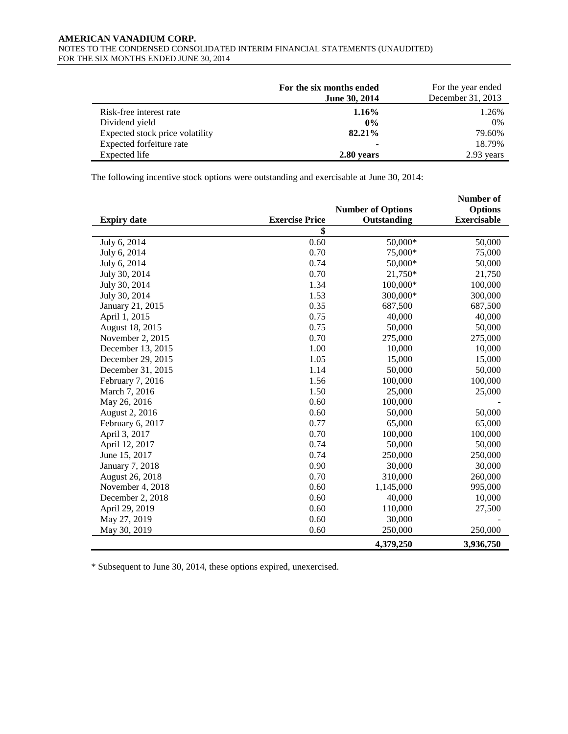| | For the six months ended June 30, 2014 | For the year ended December 31, 2013 |
|---|---|---|
| Risk-free interest rate | **1.16%** | 1.26% |
| Dividend yield | **0%** | 0% |
| Expected stock price volatility | **82.21%** | 79.60% |
| Expected forfeiture rate | **-** | 18.79% |
| Expected life | **2.80 years** | 2.93 years |

The following incentive stock options were outstanding and exercisable at June 30, 2014:

| Expiry date | Exercise Price | Number of Options Outstanding | Number of Options Exercisable |
|---|---|---|---|
| | $ | | |
| July 6, 2014 | 0.60 | 50,000* | 50,000 |
| July 6, 2014 | 0.70 | 75,000* | 75,000 |
| July 6, 2014 | 0.74 | 50,000* | 50,000 |
| July 30, 2014 | 0.70 | 21,750* | 21,750 |
| July 30, 2014 | 1.34 | 100,000* | 100,000 |
| July 30, 2014 | 1.53 | 300,000* | 300,000 |
| January 21, 2015 | 0.35 | 687,500 | 687,500 |
| April 1, 2015 | 0.75 | 40,000 | 40,000 |
| August 18, 2015 | 0.75 | 50,000 | 50,000 |
| November 2, 2015 | 0.70 | 275,000 | 275,000 |
| December 13, 2015 | 1.00 | 10,000 | 10,000 |
| December 29, 2015 | 1.05 | 15,000 | 15,000 |
| December 31, 2015 | 1.14 | 50,000 | 50,000 |
| February 7, 2016 | 1.56 | 100,000 | 100,000 |
| March 7, 2016 | 1.50 | 25,000 | 25,000 |
| May 26, 2016 | 0.60 | 100,000 | - |
| August 2, 2016 | 0.60 | 50,000 | 50,000 |
| February 6, 2017 | 0.77 | 65,000 | 65,000 |
| April 3, 2017 | 0.70 | 100,000 | 100,000 |
| April 12, 2017 | 0.74 | 50,000 | 50,000 |
| June 15, 2017 | 0.74 | 250,000 | 250,000 |
| January 7, 2018 | 0.90 | 30,000 | 30,000 |
| August 26, 2018 | 0.70 | 310,000 | 260,000 |
| November 4, 2018 | 0.60 | 1,145,000 | 995,000 |
| December 2, 2018 | 0.60 | 40,000 | 10,000 |
| April 29, 2019 | 0.60 | 110,000 | 27,500 |
| May 27, 2019 | 0.60 | 30,000 | - |
| May 30, 2019 | 0.60 | 250,000 | 250,000 |
| | | **4,379,250** | **3,936,750** |

\* Subsequent to June 30, 2014, these options expired, unexercised.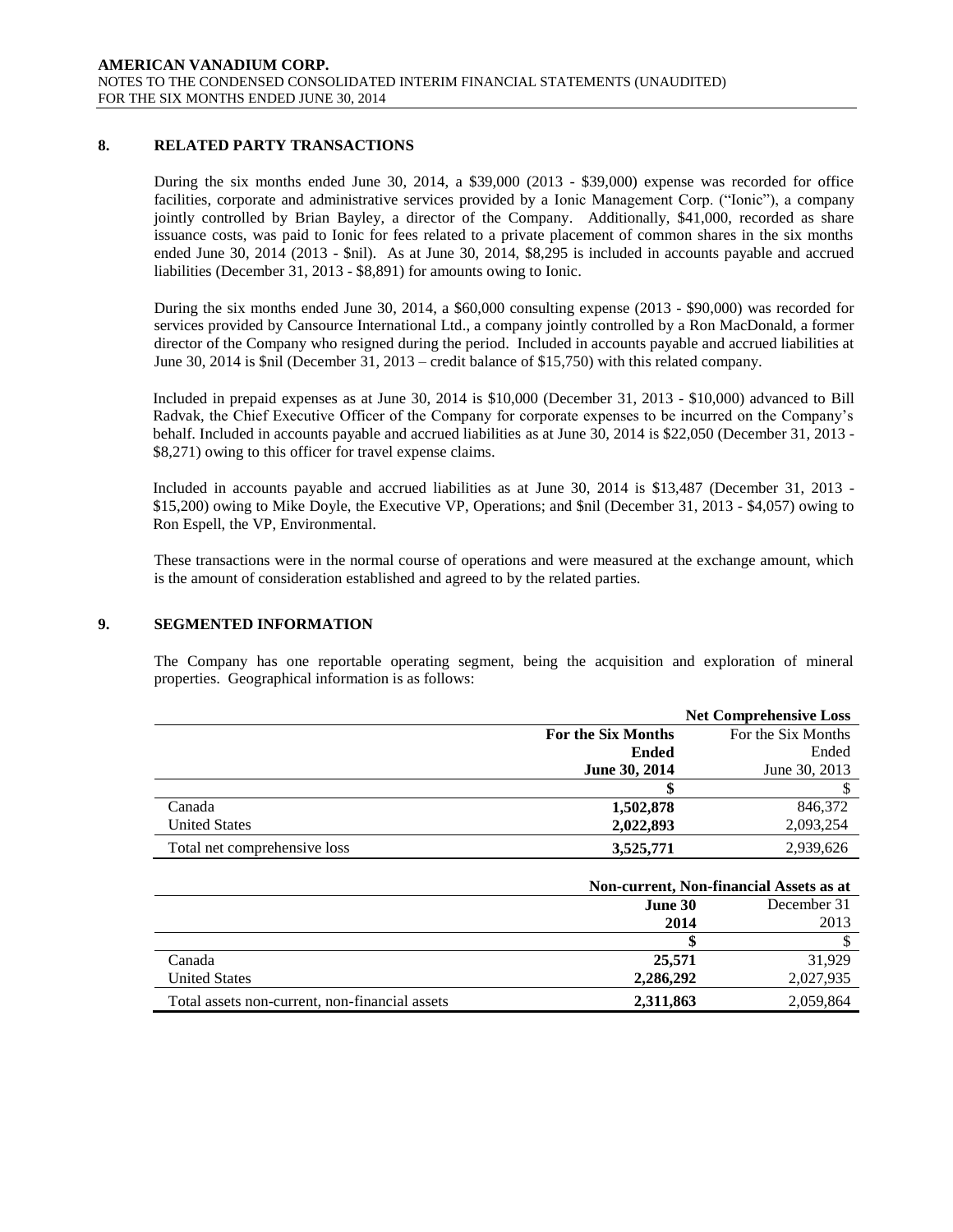## 8. RELATED PARTY TRANSACTIONS

During the six months ended June 30, 2014, a $39,000 (2013 - $39,000) expense was recorded for office facilities, corporate and administrative services provided by a Ionic Management Corp. ("Ionic"), a company jointly controlled by Brian Bayley, a director of the Company. Additionally, $41,000, recorded as share issuance costs, was paid to Ionic for fees related to a private placement of common shares in the six months ended June 30, 2014 (2013 - $nil). As at June 30, 2014, $8,295 is included in accounts payable and accrued liabilities (December 31, 2013 - $8,891) for amounts owing to Ionic.

During the six months ended June 30, 2014, a $60,000 consulting expense (2013 - $90,000) was recorded for services provided by Cansource International Ltd., a company jointly controlled by a Ron MacDonald, a former director of the Company who resigned during the period. Included in accounts payable and accrued liabilities at June 30, 2014 is $nil (December 31, 2013 – credit balance of $15,750) with this related company.

Included in prepaid expenses as at June 30, 2014 is $10,000 (December 31, 2013 - $10,000) advanced to Bill Radvak, the Chief Executive Officer of the Company for corporate expenses to be incurred on the Company's behalf. Included in accounts payable and accrued liabilities as at June 30, 2014 is $22,050 (December 31, 2013 - $8,271) owing to this officer for travel expense claims.

Included in accounts payable and accrued liabilities as at June 30, 2014 is $13,487 (December 31, 2013 - $15,200) owing to Mike Doyle, the Executive VP, Operations; and $nil (December 31, 2013 - $4,057) owing to Ron Espell, the VP, Environmental.

These transactions were in the normal course of operations and were measured at the exchange amount, which is the amount of consideration established and agreed to by the related parties.

## 9. SEGMENTED INFORMATION

The Company has one reportable operating segment, being the acquisition and exploration of mineral properties. Geographical information is as follows:

| | **Net Comprehensive Loss** | |
|---|---|---|
| | **For the Six Months Ended June 30, 2014** | For the Six Months Ended June 30, 2013 |
| | **$** | $ |
| Canada | **1,502,878** | 846,372 |
| United States | **2,022,893** | 2,093,254 |
| Total net comprehensive loss | **3,525,771** | 2,939,626 |

| | **Non-current, Non-financial Assets as at** | |
|---|---|---|
| | **June 30 2014** | December 31 2013 |
| | **$** | $ |
| Canada | **25,571** | 31,929 |
| United States | **2,286,292** | 2,027,935 |
| Total assets non-current, non-financial assets | **2,311,863** | 2,059,864 |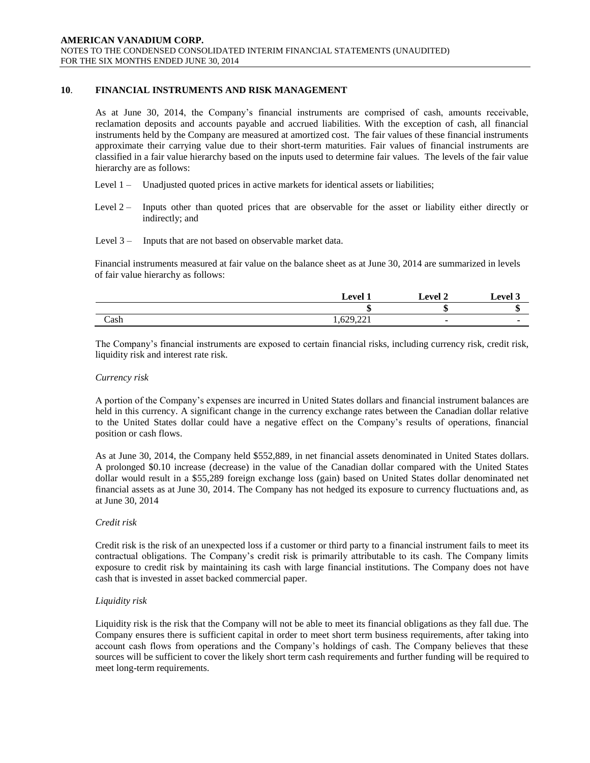## 10. FINANCIAL INSTRUMENTS AND RISK MANAGEMENT

As at June 30, 2014, the Company's financial instruments are comprised of cash, amounts receivable, reclamation deposits and accounts payable and accrued liabilities. With the exception of cash, all financial instruments held by the Company are measured at amortized cost. The fair values of these financial instruments approximate their carrying value due to their short-term maturities. Fair values of financial instruments are classified in a fair value hierarchy based on the inputs used to determine fair values. The levels of the fair value hierarchy are as follows:

Level 1 – Unadjusted quoted prices in active markets for identical assets or liabilities;

Level 2 – Inputs other than quoted prices that are observable for the asset or liability either directly or indirectly; and

Level 3 – Inputs that are not based on observable market data.

Financial instruments measured at fair value on the balance sheet as at June 30, 2014 are summarized in levels of fair value hierarchy as follows:

| | Level 1 | Level 2 | Level 3 |
|---|---|---|---|
| | $ | $ | $ |
| Cash | 1,629,221 | - | - |

The Company's financial instruments are exposed to certain financial risks, including currency risk, credit risk, liquidity risk and interest rate risk.

*Currency risk*

A portion of the Company's expenses are incurred in United States dollars and financial instrument balances are held in this currency. A significant change in the currency exchange rates between the Canadian dollar relative to the United States dollar could have a negative effect on the Company's results of operations, financial position or cash flows.

As at June 30, 2014, the Company held $552,889, in net financial assets denominated in United States dollars. A prolonged $0.10 increase (decrease) in the value of the Canadian dollar compared with the United States dollar would result in a $55,289 foreign exchange loss (gain) based on United States dollar denominated net financial assets as at June 30, 2014. The Company has not hedged its exposure to currency fluctuations and, as at June 30, 2014

*Credit risk*

Credit risk is the risk of an unexpected loss if a customer or third party to a financial instrument fails to meet its contractual obligations. The Company's credit risk is primarily attributable to its cash. The Company limits exposure to credit risk by maintaining its cash with large financial institutions. The Company does not have cash that is invested in asset backed commercial paper.

*Liquidity risk*

Liquidity risk is the risk that the Company will not be able to meet its financial obligations as they fall due. The Company ensures there is sufficient capital in order to meet short term business requirements, after taking into account cash flows from operations and the Company's holdings of cash. The Company believes that these sources will be sufficient to cover the likely short term cash requirements and further funding will be required to meet long-term requirements.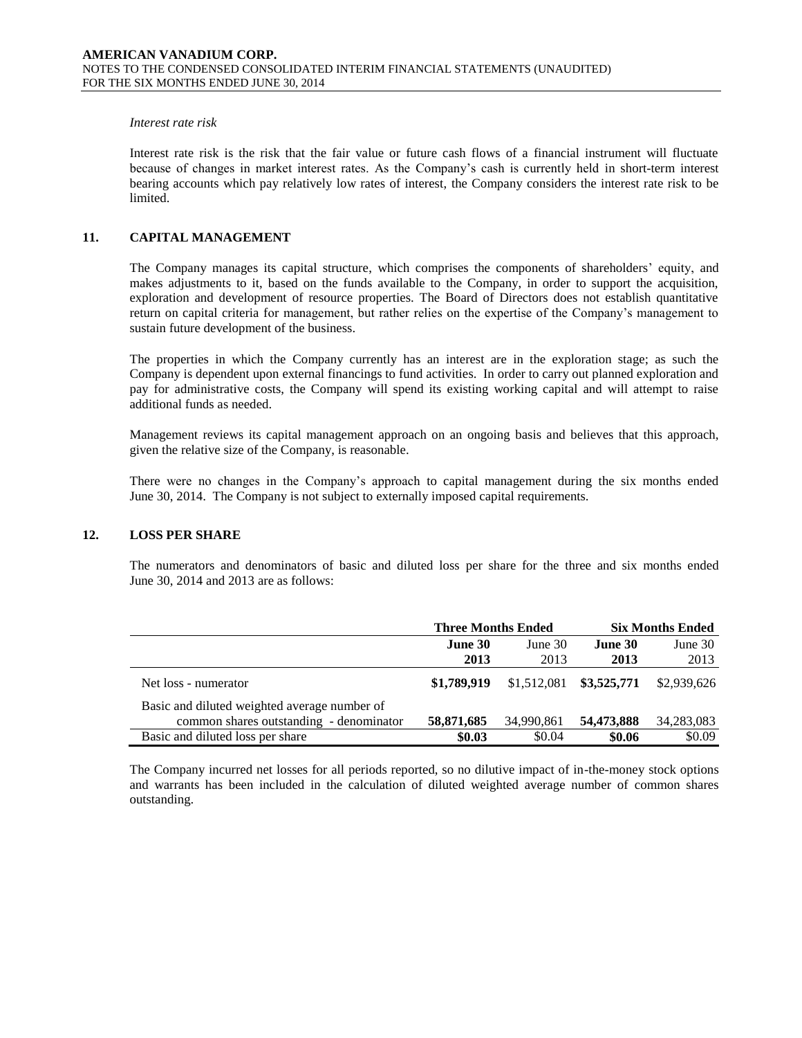*Interest rate risk*

Interest rate risk is the risk that the fair value or future cash flows of a financial instrument will fluctuate because of changes in market interest rates. As the Company's cash is currently held in short-term interest bearing accounts which pay relatively low rates of interest, the Company considers the interest rate risk to be limited.

## 11. CAPITAL MANAGEMENT

The Company manages its capital structure, which comprises the components of shareholders' equity, and makes adjustments to it, based on the funds available to the Company, in order to support the acquisition, exploration and development of resource properties. The Board of Directors does not establish quantitative return on capital criteria for management, but rather relies on the expertise of the Company's management to sustain future development of the business.

The properties in which the Company currently has an interest are in the exploration stage; as such the Company is dependent upon external financings to fund activities. In order to carry out planned exploration and pay for administrative costs, the Company will spend its existing working capital and will attempt to raise additional funds as needed.

Management reviews its capital management approach on an ongoing basis and believes that this approach, given the relative size of the Company, is reasonable.

There were no changes in the Company's approach to capital management during the six months ended June 30, 2014. The Company is not subject to externally imposed capital requirements.

## 12. LOSS PER SHARE

The numerators and denominators of basic and diluted loss per share for the three and six months ended June 30, 2014 and 2013 are as follows:

| | **Three Months Ended** | | **Six Months Ended** | |
|---|---|---|---|---|
| | **June 30 2013** | June 30 2013 | **June 30 2013** | June 30 2013 |
| Net loss - numerator | **\$1,789,919** | \$1,512,081 | **\$3,525,771** | \$2,939,626 |
| Basic and diluted weighted average number of common shares outstanding - denominator | **58,871,685** | 34,990,861 | **54,473,888** | 34,283,083 |
| Basic and diluted loss per share | **\$0.03** | \$0.04 | **\$0.06** | \$0.09 |

The Company incurred net losses for all periods reported, so no dilutive impact of in-the-money stock options and warrants has been included in the calculation of diluted weighted average number of common shares outstanding.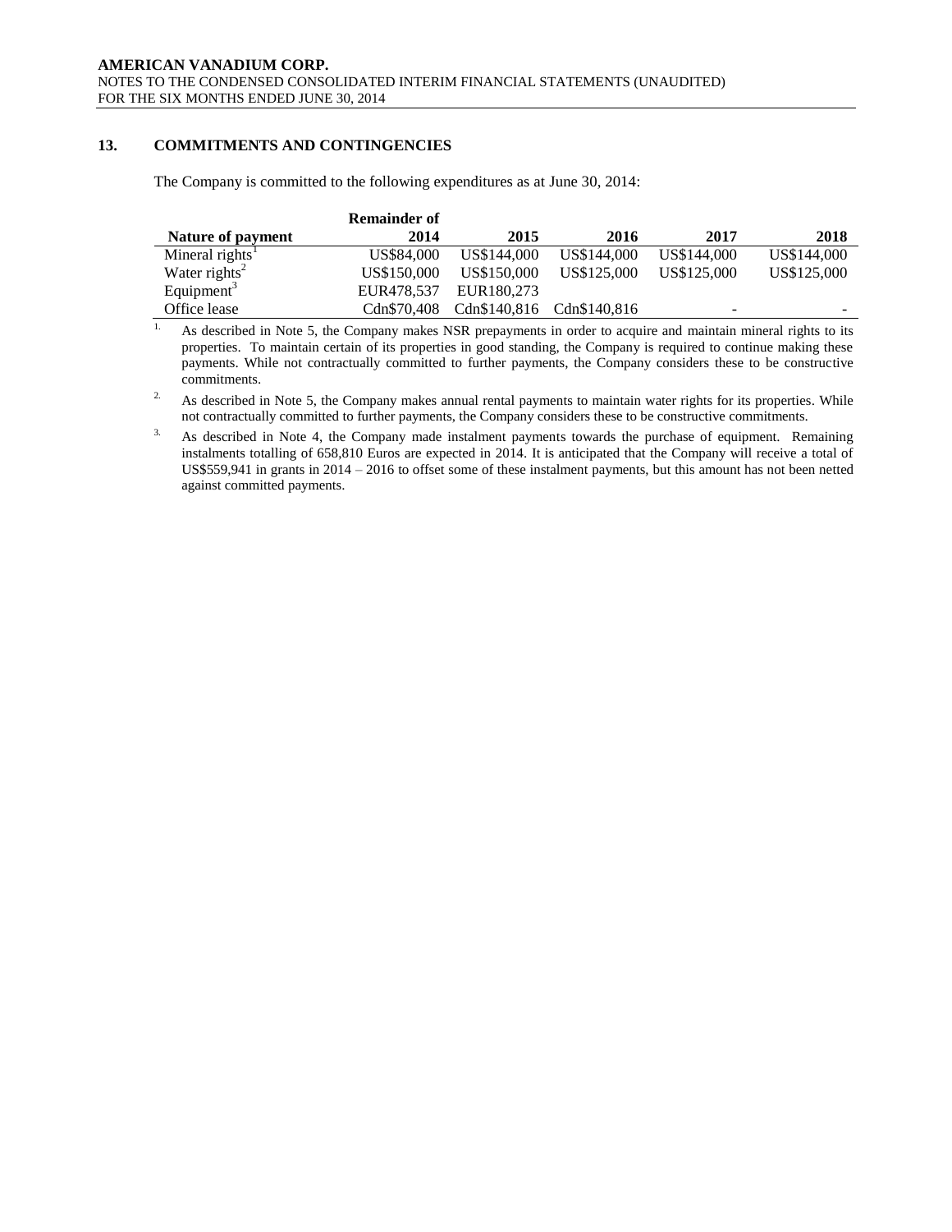## 13. COMMITMENTS AND CONTINGENCIES

The Company is committed to the following expenditures as at June 30, 2014:

| Nature of payment | Remainder of 2014 | 2015 | 2016 | 2017 | 2018 |
|---|---|---|---|---|---|
| Mineral rights[1] | US$84,000 | US$144,000 | US$144,000 | US$144,000 | US$144,000 |
| Water rights[2] | US$150,000 | US$150,000 | US$125,000 | US$125,000 | US$125,000 |
| Equipment[3] | EUR478,537 | EUR180,273 | | | |
| Office lease | Cdn$70,408 | Cdn$140,816 | Cdn$140,816 | - | - |

1. As described in Note 5, the Company makes NSR prepayments in order to acquire and maintain mineral rights to its properties. To maintain certain of its properties in good standing, the Company is required to continue making these payments. While not contractually committed to further payments, the Company considers these to be constructive commitments.

2. As described in Note 5, the Company makes annual rental payments to maintain water rights for its properties. While not contractually committed to further payments, the Company considers these to be constructive commitments.

3. As described in Note 4, the Company made instalment payments towards the purchase of equipment. Remaining instalments totalling of 658,810 Euros are expected in 2014. It is anticipated that the Company will receive a total of US$559,941 in grants in 2014 – 2016 to offset some of these instalment payments, but this amount has not been netted against committed payments.